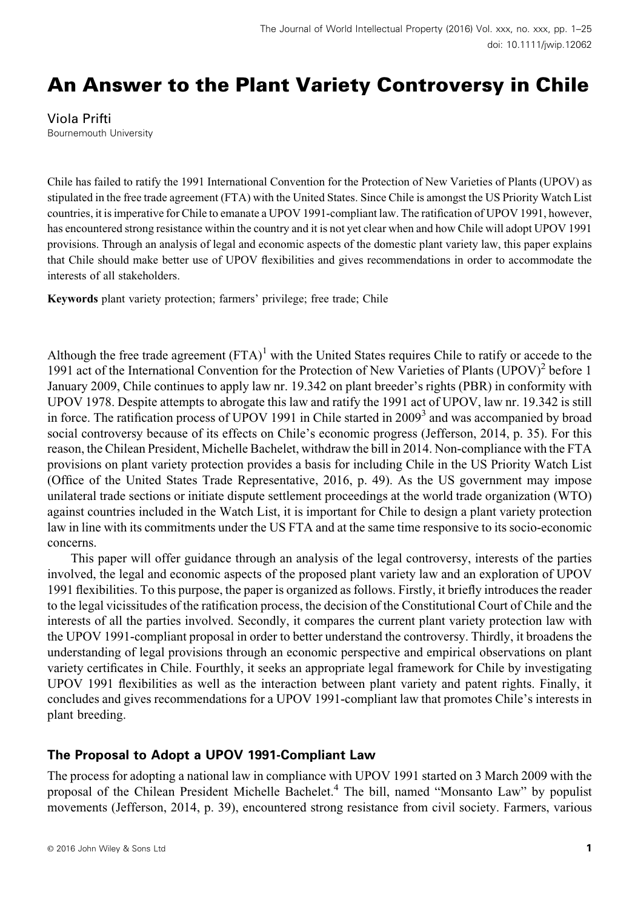# An Answer to the Plant Variety Controversy in Chile

Viola Prifti
Bournemouth University

Chile has failed to ratify the 1991 International Convention for the Protection of New Varieties of Plants (UPOV) as stipulated in the free trade agreement (FTA) with the United States. Since Chile is amongst the US Priority Watch List countries, it is imperative for Chile to emanate a UPOV 1991-compliant law. The ratification of UPOV 1991, however, has encountered strong resistance within the country and it is not yet clear when and how Chile will adopt UPOV 1991 provisions. Through an analysis of legal and economic aspects of the domestic plant variety law, this paper explains that Chile should make better use of UPOV flexibilities and gives recommendations in order to accommodate the interests of all stakeholders.

**Keywords** plant variety protection; farmers' privilege; free trade; Chile

Although the free trade agreement (FTA)[1] with the United States requires Chile to ratify or accede to the 1991 act of the International Convention for the Protection of New Varieties of Plants (UPOV)[2] before 1 January 2009, Chile continues to apply law nr. 19.342 on plant breeder's rights (PBR) in conformity with UPOV 1978. Despite attempts to abrogate this law and ratify the 1991 act of UPOV, law nr. 19.342 is still in force. The ratification process of UPOV 1991 in Chile started in 2009[3] and was accompanied by broad social controversy because of its effects on Chile's economic progress (Jefferson, 2014, p. 35). For this reason, the Chilean President, Michelle Bachelet, withdraw the bill in 2014. Non-compliance with the FTA provisions on plant variety protection provides a basis for including Chile in the US Priority Watch List (Office of the United States Trade Representative, 2016, p. 49). As the US government may impose unilateral trade sections or initiate dispute settlement proceedings at the world trade organization (WTO) against countries included in the Watch List, it is important for Chile to design a plant variety protection law in line with its commitments under the US FTA and at the same time responsive to its socio-economic concerns.

This paper will offer guidance through an analysis of the legal controversy, interests of the parties involved, the legal and economic aspects of the proposed plant variety law and an exploration of UPOV 1991 flexibilities. To this purpose, the paper is organized as follows. Firstly, it briefly introduces the reader to the legal vicissitudes of the ratification process, the decision of the Constitutional Court of Chile and the interests of all the parties involved. Secondly, it compares the current plant variety protection law with the UPOV 1991-compliant proposal in order to better understand the controversy. Thirdly, it broadens the understanding of legal provisions through an economic perspective and empirical observations on plant variety certificates in Chile. Fourthly, it seeks an appropriate legal framework for Chile by investigating UPOV 1991 flexibilities as well as the interaction between plant variety and patent rights. Finally, it concludes and gives recommendations for a UPOV 1991-compliant law that promotes Chile's interests in plant breeding.

## The Proposal to Adopt a UPOV 1991-Compliant Law

The process for adopting a national law in compliance with UPOV 1991 started on 3 March 2009 with the proposal of the Chilean President Michelle Bachelet.[4] The bill, named "Monsanto Law" by populist movements (Jefferson, 2014, p. 39), encountered strong resistance from civil society. Farmers, various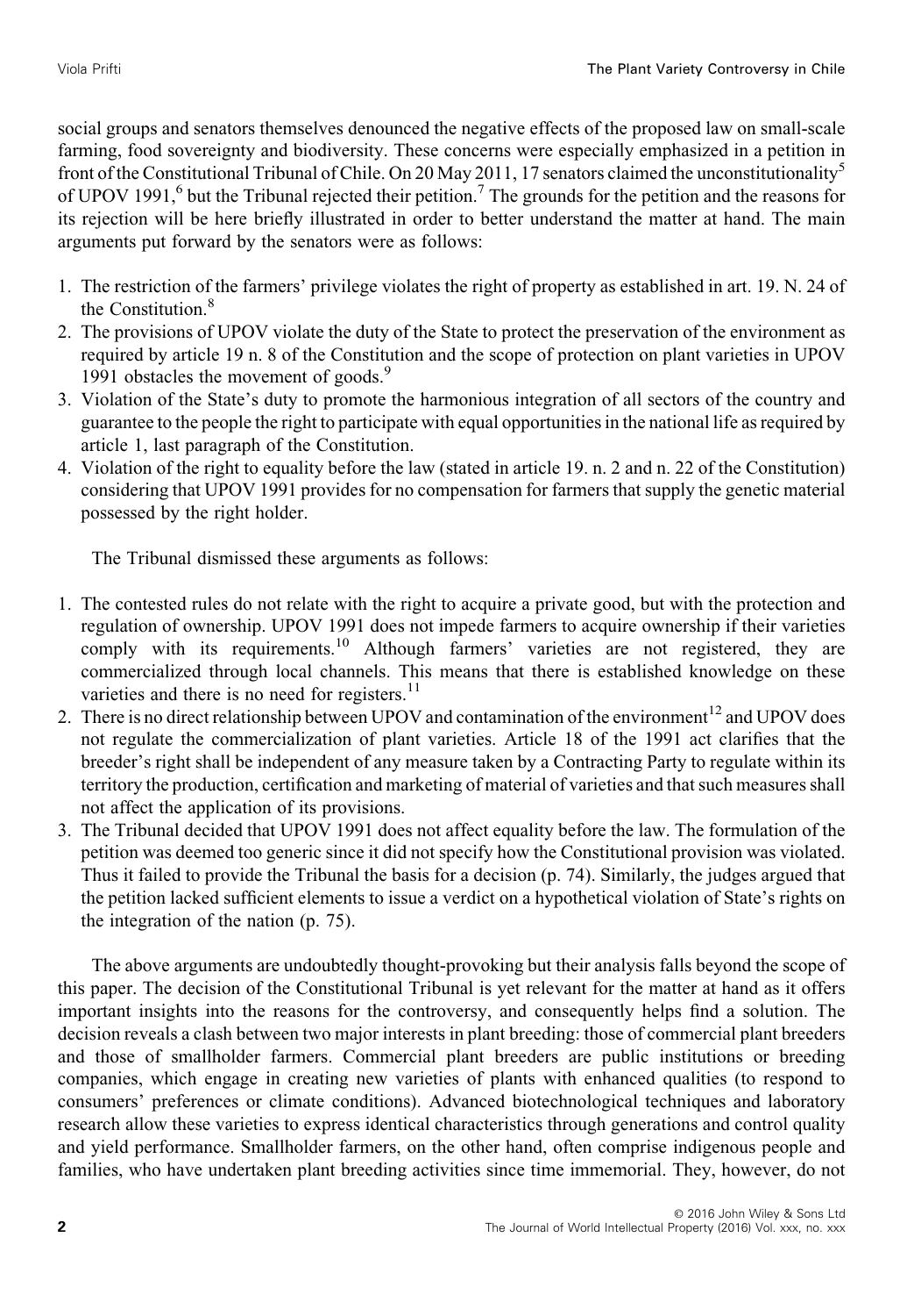social groups and senators themselves denounced the negative effects of the proposed law on small-scale farming, food sovereignty and biodiversity. These concerns were especially emphasized in a petition in front of the Constitutional Tribunal of Chile. On 20 May 2011, 17 senators claimed the unconstitutionality[5] of UPOV 1991,[6] but the Tribunal rejected their petition.[7] The grounds for the petition and the reasons for its rejection will be here briefly illustrated in order to better understand the matter at hand. The main arguments put forward by the senators were as follows:

1. The restriction of the farmers' privilege violates the right of property as established in art. 19. N. 24 of the Constitution.[8]
2. The provisions of UPOV violate the duty of the State to protect the preservation of the environment as required by article 19 n. 8 of the Constitution and the scope of protection on plant varieties in UPOV 1991 obstacles the movement of goods.[9]
3. Violation of the State's duty to promote the harmonious integration of all sectors of the country and guarantee to the people the right to participate with equal opportunities in the national life as required by article 1, last paragraph of the Constitution.
4. Violation of the right to equality before the law (stated in article 19. n. 2 and n. 22 of the Constitution) considering that UPOV 1991 provides for no compensation for farmers that supply the genetic material possessed by the right holder.

The Tribunal dismissed these arguments as follows:

1. The contested rules do not relate with the right to acquire a private good, but with the protection and regulation of ownership. UPOV 1991 does not impede farmers to acquire ownership if their varieties comply with its requirements.[10] Although farmers' varieties are not registered, they are commercialized through local channels. This means that there is established knowledge on these varieties and there is no need for registers.[11]
2. There is no direct relationship between UPOV and contamination of the environment[12] and UPOV does not regulate the commercialization of plant varieties. Article 18 of the 1991 act clarifies that the breeder's right shall be independent of any measure taken by a Contracting Party to regulate within its territory the production, certification and marketing of material of varieties and that such measures shall not affect the application of its provisions.
3. The Tribunal decided that UPOV 1991 does not affect equality before the law. The formulation of the petition was deemed too generic since it did not specify how the Constitutional provision was violated. Thus it failed to provide the Tribunal the basis for a decision (p. 74). Similarly, the judges argued that the petition lacked sufficient elements to issue a verdict on a hypothetical violation of State's rights on the integration of the nation (p. 75).

The above arguments are undoubtedly thought-provoking but their analysis falls beyond the scope of this paper. The decision of the Constitutional Tribunal is yet relevant for the matter at hand as it offers important insights into the reasons for the controversy, and consequently helps find a solution. The decision reveals a clash between two major interests in plant breeding: those of commercial plant breeders and those of smallholder farmers. Commercial plant breeders are public institutions or breeding companies, which engage in creating new varieties of plants with enhanced qualities (to respond to consumers' preferences or climate conditions). Advanced biotechnological techniques and laboratory research allow these varieties to express identical characteristics through generations and control quality and yield performance. Smallholder farmers, on the other hand, often comprise indigenous people and families, who have undertaken plant breeding activities since time immemorial. They, however, do not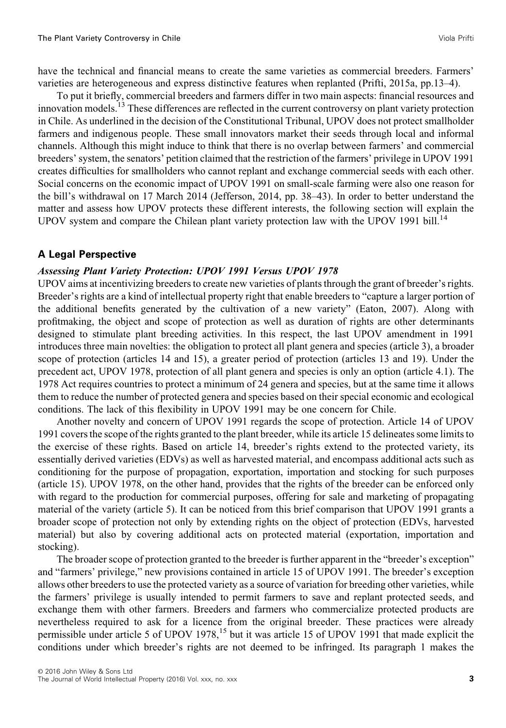have the technical and financial means to create the same varieties as commercial breeders. Farmers' varieties are heterogeneous and express distinctive features when replanted (Prifti, 2015a, pp.13–4).

To put it briefly, commercial breeders and farmers differ in two main aspects: financial resources and innovation models.[13] These differences are reflected in the current controversy on plant variety protection in Chile. As underlined in the decision of the Constitutional Tribunal, UPOV does not protect smallholder farmers and indigenous people. These small innovators market their seeds through local and informal channels. Although this might induce to think that there is no overlap between farmers' and commercial breeders' system, the senators' petition claimed that the restriction of the farmers' privilege in UPOV 1991 creates difficulties for smallholders who cannot replant and exchange commercial seeds with each other. Social concerns on the economic impact of UPOV 1991 on small-scale farming were also one reason for the bill's withdrawal on 17 March 2014 (Jefferson, 2014, pp. 38–43). In order to better understand the matter and assess how UPOV protects these different interests, the following section will explain the UPOV system and compare the Chilean plant variety protection law with the UPOV 1991 bill.[14]

## A Legal Perspective

### *Assessing Plant Variety Protection: UPOV 1991 Versus UPOV 1978*

UPOV aims at incentivizing breeders to create new varieties of plants through the grant of breeder's rights. Breeder's rights are a kind of intellectual property right that enable breeders to "capture a larger portion of the additional benefits generated by the cultivation of a new variety" (Eaton, 2007). Along with profitmaking, the object and scope of protection as well as duration of rights are other determinants designed to stimulate plant breeding activities. In this respect, the last UPOV amendment in 1991 introduces three main novelties: the obligation to protect all plant genera and species (article 3), a broader scope of protection (articles 14 and 15), a greater period of protection (articles 13 and 19). Under the precedent act, UPOV 1978, protection of all plant genera and species is only an option (article 4.1). The 1978 Act requires countries to protect a minimum of 24 genera and species, but at the same time it allows them to reduce the number of protected genera and species based on their special economic and ecological conditions. The lack of this flexibility in UPOV 1991 may be one concern for Chile.

Another novelty and concern of UPOV 1991 regards the scope of protection. Article 14 of UPOV 1991 covers the scope of the rights granted to the plant breeder, while its article 15 delineates some limits to the exercise of these rights. Based on article 14, breeder's rights extend to the protected variety, its essentially derived varieties (EDVs) as well as harvested material, and encompass additional acts such as conditioning for the purpose of propagation, exportation, importation and stocking for such purposes (article 15). UPOV 1978, on the other hand, provides that the rights of the breeder can be enforced only with regard to the production for commercial purposes, offering for sale and marketing of propagating material of the variety (article 5). It can be noticed from this brief comparison that UPOV 1991 grants a broader scope of protection not only by extending rights on the object of protection (EDVs, harvested material) but also by covering additional acts on protected material (exportation, importation and stocking).

The broader scope of protection granted to the breeder is further apparent in the "breeder's exception" and "farmers' privilege," new provisions contained in article 15 of UPOV 1991. The breeder's exception allows other breeders to use the protected variety as a source of variation for breeding other varieties, while the farmers' privilege is usually intended to permit farmers to save and replant protected seeds, and exchange them with other farmers. Breeders and farmers who commercialize protected products are nevertheless required to ask for a licence from the original breeder. These practices were already permissible under article 5 of UPOV 1978,[15] but it was article 15 of UPOV 1991 that made explicit the conditions under which breeder's rights are not deemed to be infringed. Its paragraph 1 makes the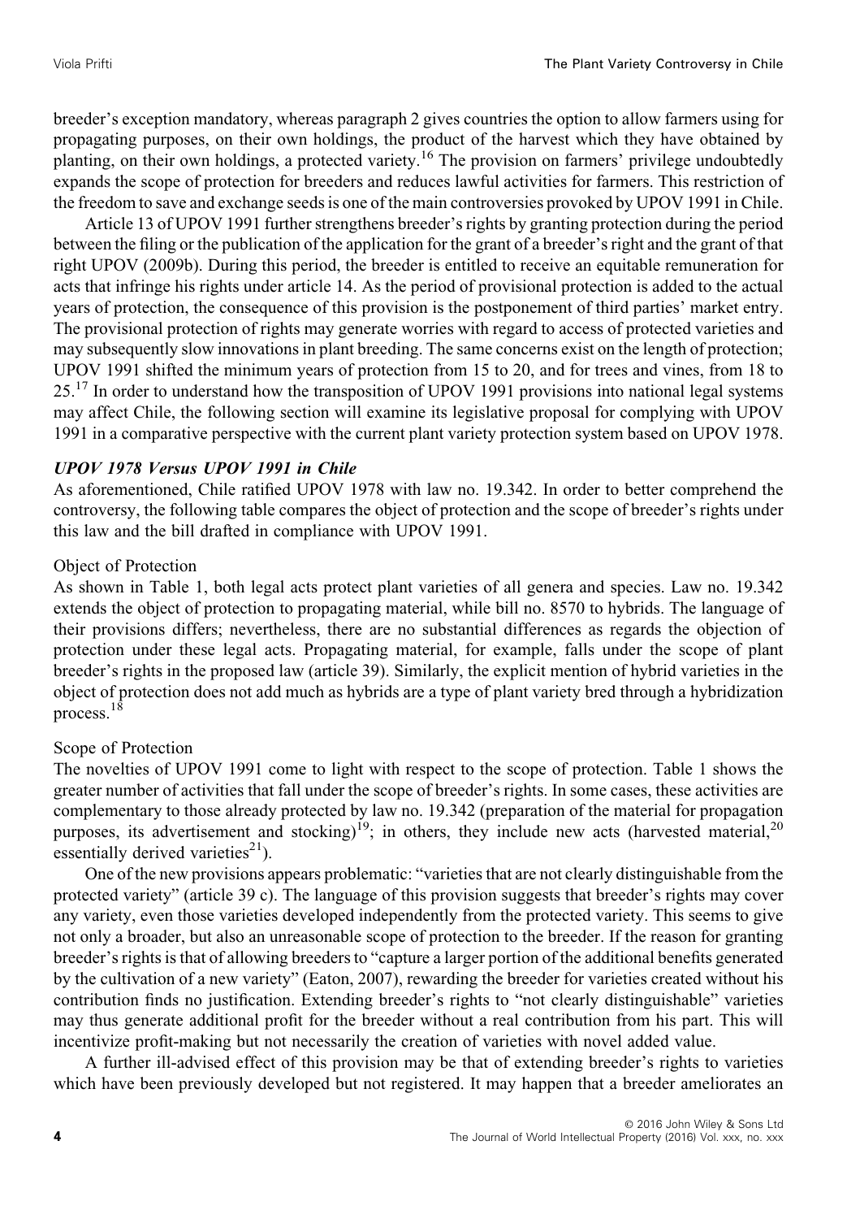breeder's exception mandatory, whereas paragraph 2 gives countries the option to allow farmers using for propagating purposes, on their own holdings, the product of the harvest which they have obtained by planting, on their own holdings, a protected variety.[16] The provision on farmers' privilege undoubtedly expands the scope of protection for breeders and reduces lawful activities for farmers. This restriction of the freedom to save and exchange seeds is one of the main controversies provoked by UPOV 1991 in Chile.

Article 13 of UPOV 1991 further strengthens breeder's rights by granting protection during the period between the filing or the publication of the application for the grant of a breeder's right and the grant of that right UPOV (2009b). During this period, the breeder is entitled to receive an equitable remuneration for acts that infringe his rights under article 14. As the period of provisional protection is added to the actual years of protection, the consequence of this provision is the postponement of third parties' market entry. The provisional protection of rights may generate worries with regard to access of protected varieties and may subsequently slow innovations in plant breeding. The same concerns exist on the length of protection; UPOV 1991 shifted the minimum years of protection from 15 to 20, and for trees and vines, from 18 to 25.[17] In order to understand how the transposition of UPOV 1991 provisions into national legal systems may affect Chile, the following section will examine its legislative proposal for complying with UPOV 1991 in a comparative perspective with the current plant variety protection system based on UPOV 1978.

### *UPOV 1978 Versus UPOV 1991 in Chile*

As aforementioned, Chile ratified UPOV 1978 with law no. 19.342. In order to better comprehend the controversy, the following table compares the object of protection and the scope of breeder's rights under this law and the bill drafted in compliance with UPOV 1991.

#### Object of Protection

As shown in Table 1, both legal acts protect plant varieties of all genera and species. Law no. 19.342 extends the object of protection to propagating material, while bill no. 8570 to hybrids. The language of their provisions differs; nevertheless, there are no substantial differences as regards the objection of protection under these legal acts. Propagating material, for example, falls under the scope of plant breeder's rights in the proposed law (article 39). Similarly, the explicit mention of hybrid varieties in the object of protection does not add much as hybrids are a type of plant variety bred through a hybridization process.[18]

#### Scope of Protection

The novelties of UPOV 1991 come to light with respect to the scope of protection. Table 1 shows the greater number of activities that fall under the scope of breeder's rights. In some cases, these activities are complementary to those already protected by law no. 19.342 (preparation of the material for propagation purposes, its advertisement and stocking)[19]; in others, they include new acts (harvested material,[20] essentially derived varieties[21]).

One of the new provisions appears problematic: "varieties that are not clearly distinguishable from the protected variety" (article 39 c). The language of this provision suggests that breeder's rights may cover any variety, even those varieties developed independently from the protected variety. This seems to give not only a broader, but also an unreasonable scope of protection to the breeder. If the reason for granting breeder's rights is that of allowing breeders to "capture a larger portion of the additional benefits generated by the cultivation of a new variety" (Eaton, 2007), rewarding the breeder for varieties created without his contribution finds no justification. Extending breeder's rights to "not clearly distinguishable" varieties may thus generate additional profit for the breeder without a real contribution from his part. This will incentivize profit-making but not necessarily the creation of varieties with novel added value.

A further ill-advised effect of this provision may be that of extending breeder's rights to varieties which have been previously developed but not registered. It may happen that a breeder ameliorates an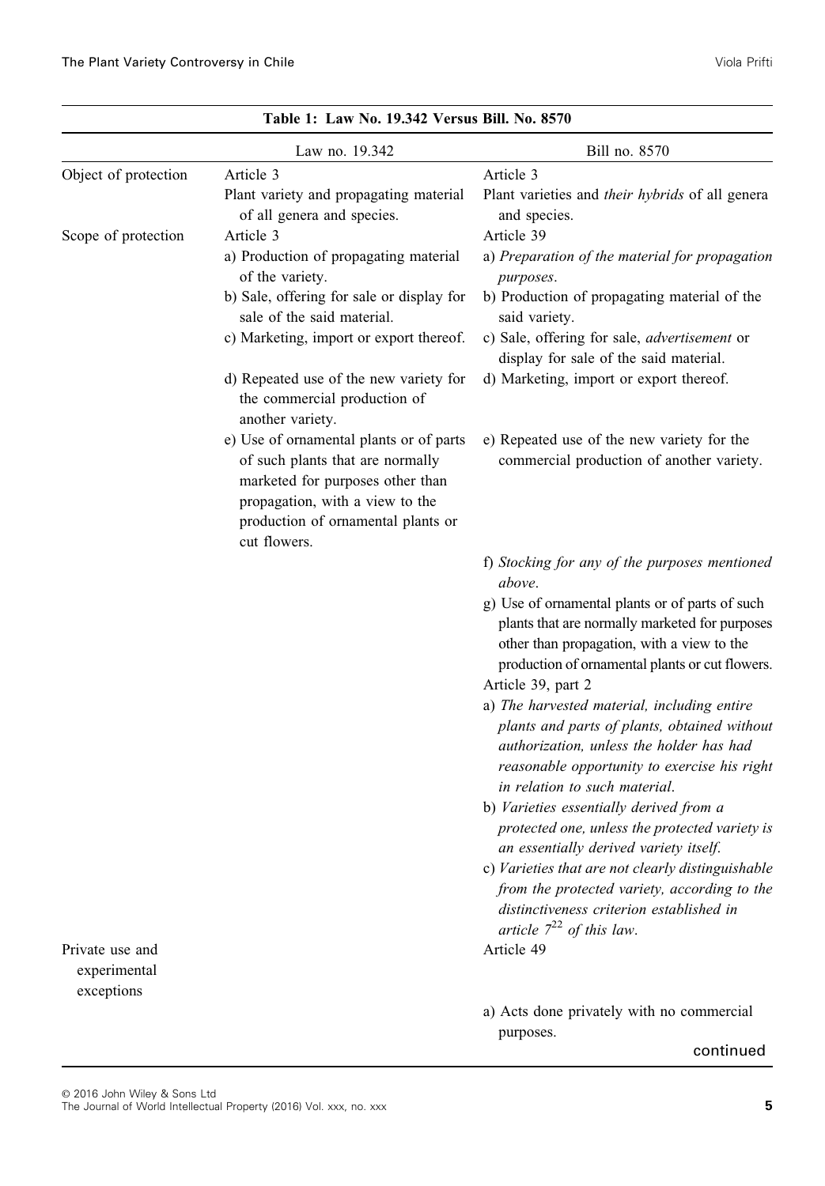**Table 1: Law No. 19.342 Versus Bill. No. 8570**

| | Law no. 19.342 | Bill no. 8570 |
|---|---|---|
| Object of protection | Article 3<br>Plant variety and propagating material of all genera and species. | Article 3<br>Plant varieties and *their hybrids* of all genera and species. |
| Scope of protection | Article 3<br>a) Production of propagating material of the variety.<br>b) Sale, offering for sale or display for sale of the said material.<br>c) Marketing, import or export thereof.<br>d) Repeated use of the new variety for the commercial production of another variety.<br>e) Use of ornamental plants or of parts of such plants that are normally marketed for purposes other than propagation, with a view to the production of ornamental plants or cut flowers. | Article 39<br>a) *Preparation of the material for propagation purposes*.<br>b) Production of propagating material of the said variety.<br>c) Sale, offering for sale, *advertisement* or display for sale of the said material.<br>d) Marketing, import or export thereof.<br>e) Repeated use of the new variety for the commercial production of another variety.<br>f) *Stocking for any of the purposes mentioned above*.<br>g) Use of ornamental plants or of parts of such plants that are normally marketed for purposes other than propagation, with a view to the production of ornamental plants or cut flowers.<br>Article 39, part 2<br>a) *The harvested material, including entire plants and parts of plants, obtained without authorization, unless the holder has had reasonable opportunity to exercise his right in relation to such material*.<br>b) *Varieties essentially derived from a protected one, unless the protected variety is an essentially derived variety itself.*<br>c) *Varieties that are not clearly distinguishable from the protected variety, according to the distinctiveness criterion established in article 7*[22] *of this law*. |
| Private use and experimental exceptions | | Article 49<br>a) Acts done privately with no commercial purposes. |

continued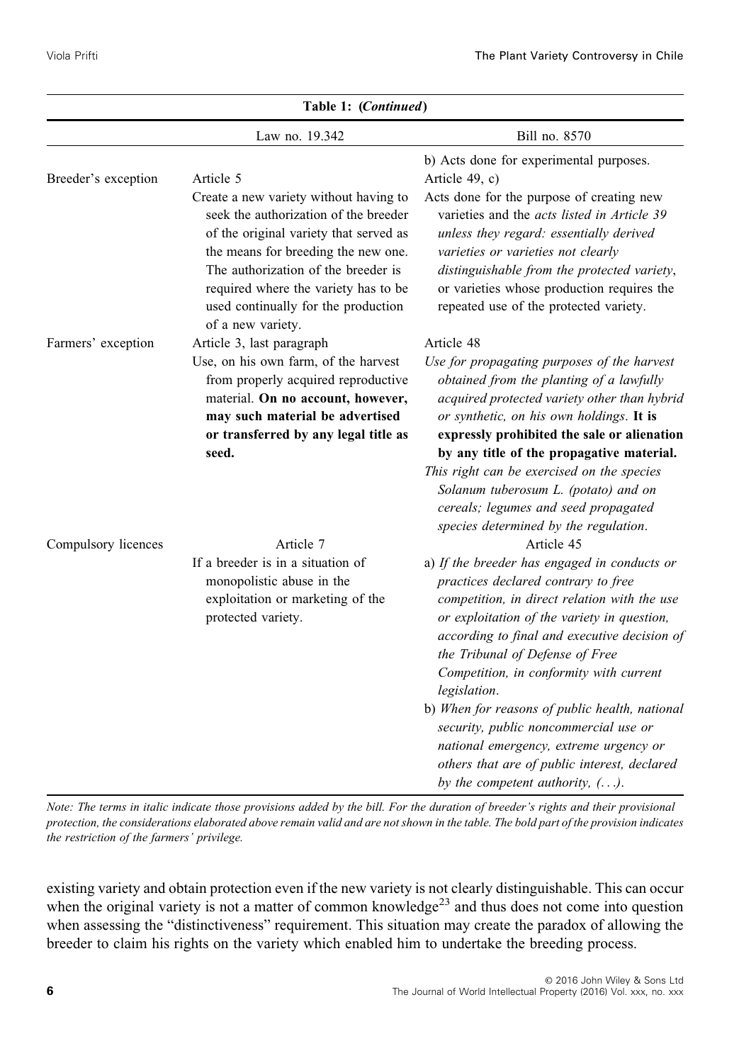**Table 1: (*Continued*)**

| | Law no. 19.342 | Bill no. 8570 |
|---|---|---|
| | | b) Acts done for experimental purposes. |
| Breeder's exception | Article 5<br>Create a new variety without having to seek the authorization of the breeder of the original variety that served as the means for breeding the new one. The authorization of the breeder is required where the variety has to be used continually for the production of a new variety. | Article 49, c)<br>Acts done for the purpose of creating new varieties and the *acts listed in Article 39 unless they regard: essentially derived varieties or varieties not clearly distinguishable from the protected variety*, or varieties whose production requires the repeated use of the protected variety. |
| Farmers' exception | Article 3, last paragraph<br>Use, on his own farm, of the harvest from properly acquired reproductive material. **On no account, however, may such material be advertised or transferred by any legal title as seed.** | Article 48<br>*Use for propagating purposes of the harvest obtained from the planting of a lawfully acquired protected variety other than hybrid or synthetic, on his own holdings*. **It is expressly prohibited the sale or alienation by any title of the propagative material.**<br>*This right can be exercised on the species Solanum tuberosum L. (potato) and on cereals; legumes and seed propagated species determined by the regulation*. |
| Compulsory licences | Article 7<br>If a breeder is in a situation of monopolistic abuse in the exploitation or marketing of the protected variety. | Article 45<br>a) *If the breeder has engaged in conducts or practices declared contrary to free competition, in direct relation with the use or exploitation of the variety in question, according to final and executive decision of the Tribunal of Defense of Free Competition, in conformity with current legislation*.<br>b) *When for reasons of public health, national security, public noncommercial use or national emergency, extreme urgency or others that are of public interest, declared by the competent authority, (...)*. |

*Note: The terms in italic indicate those provisions added by the bill. For the duration of breeder's rights and their provisional protection, the considerations elaborated above remain valid and are not shown in the table. The bold part of the provision indicates the restriction of the farmers' privilege.*

existing variety and obtain protection even if the new variety is not clearly distinguishable. This can occur when the original variety is not a matter of common knowledge[23] and thus does not come into question when assessing the "distinctiveness" requirement. This situation may create the paradox of allowing the breeder to claim his rights on the variety which enabled him to undertake the breeding process.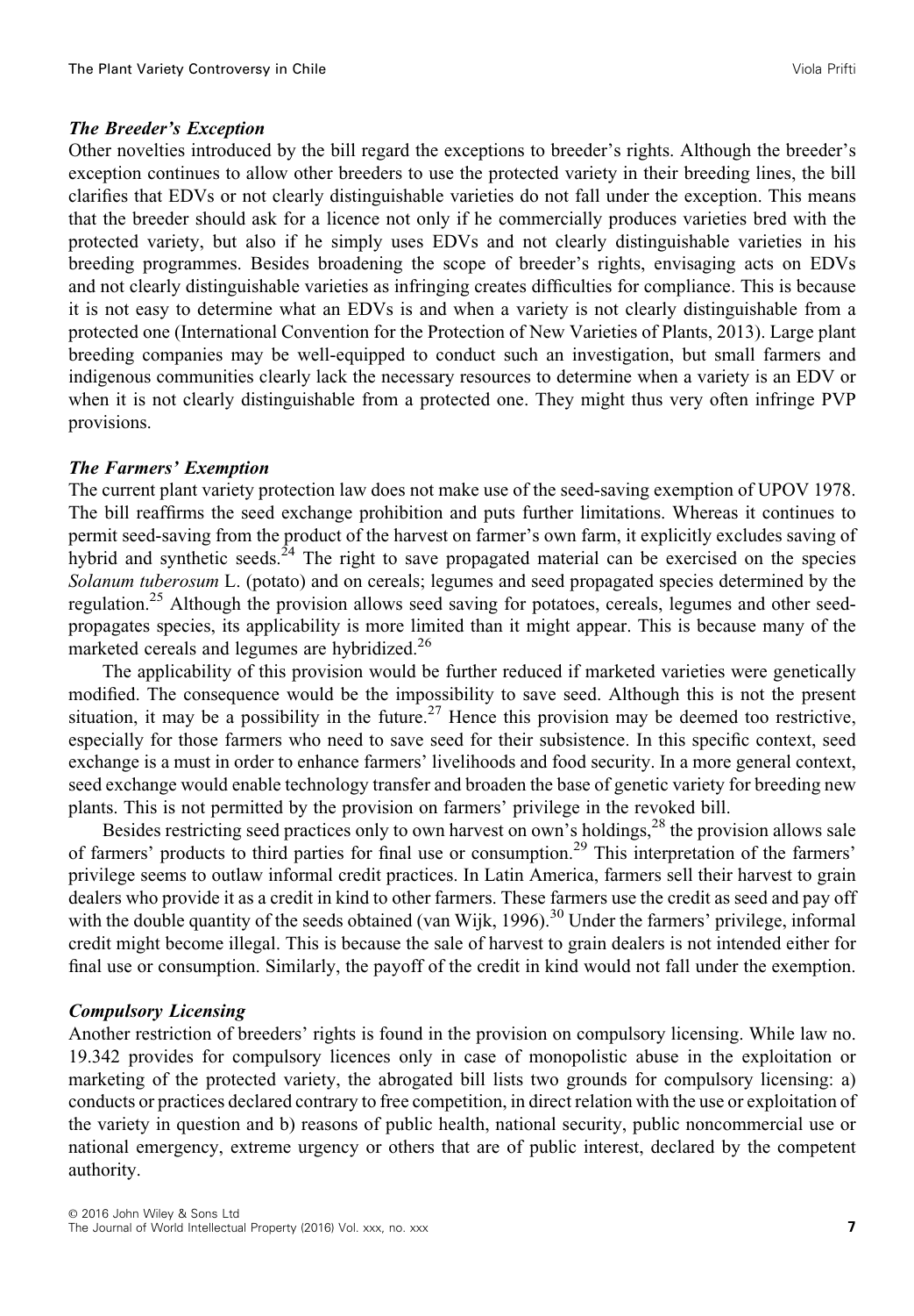### *The Breeder's Exception*

Other novelties introduced by the bill regard the exceptions to breeder's rights. Although the breeder's exception continues to allow other breeders to use the protected variety in their breeding lines, the bill clarifies that EDVs or not clearly distinguishable varieties do not fall under the exception. This means that the breeder should ask for a licence not only if he commercially produces varieties bred with the protected variety, but also if he simply uses EDVs and not clearly distinguishable varieties in his breeding programmes. Besides broadening the scope of breeder's rights, envisaging acts on EDVs and not clearly distinguishable varieties as infringing creates difficulties for compliance. This is because it is not easy to determine what an EDVs is and when a variety is not clearly distinguishable from a protected one (International Convention for the Protection of New Varieties of Plants, 2013). Large plant breeding companies may be well-equipped to conduct such an investigation, but small farmers and indigenous communities clearly lack the necessary resources to determine when a variety is an EDV or when it is not clearly distinguishable from a protected one. They might thus very often infringe PVP provisions.

### *The Farmers' Exemption*

The current plant variety protection law does not make use of the seed-saving exemption of UPOV 1978. The bill reaffirms the seed exchange prohibition and puts further limitations. Whereas it continues to permit seed-saving from the product of the harvest on farmer's own farm, it explicitly excludes saving of hybrid and synthetic seeds.[24] The right to save propagated material can be exercised on the species *Solanum tuberosum* L. (potato) and on cereals; legumes and seed propagated species determined by the regulation.[25] Although the provision allows seed saving for potatoes, cereals, legumes and other seed-propagates species, its applicability is more limited than it might appear. This is because many of the marketed cereals and legumes are hybridized.[26]

The applicability of this provision would be further reduced if marketed varieties were genetically modified. The consequence would be the impossibility to save seed. Although this is not the present situation, it may be a possibility in the future.[27] Hence this provision may be deemed too restrictive, especially for those farmers who need to save seed for their subsistence. In this specific context, seed exchange is a must in order to enhance farmers' livelihoods and food security. In a more general context, seed exchange would enable technology transfer and broaden the base of genetic variety for breeding new plants. This is not permitted by the provision on farmers' privilege in the revoked bill.

Besides restricting seed practices only to own harvest on own's holdings,[28] the provision allows sale of farmers' products to third parties for final use or consumption.[29] This interpretation of the farmers' privilege seems to outlaw informal credit practices. In Latin America, farmers sell their harvest to grain dealers who provide it as a credit in kind to other farmers. These farmers use the credit as seed and pay off with the double quantity of the seeds obtained (van Wijk, 1996).[30] Under the farmers' privilege, informal credit might become illegal. This is because the sale of harvest to grain dealers is not intended either for final use or consumption. Similarly, the payoff of the credit in kind would not fall under the exemption.

### *Compulsory Licensing*

Another restriction of breeders' rights is found in the provision on compulsory licensing. While law no. 19.342 provides for compulsory licences only in case of monopolistic abuse in the exploitation or marketing of the protected variety, the abrogated bill lists two grounds for compulsory licensing: a) conducts or practices declared contrary to free competition, in direct relation with the use or exploitation of the variety in question and b) reasons of public health, national security, public noncommercial use or national emergency, extreme urgency or others that are of public interest, declared by the competent authority.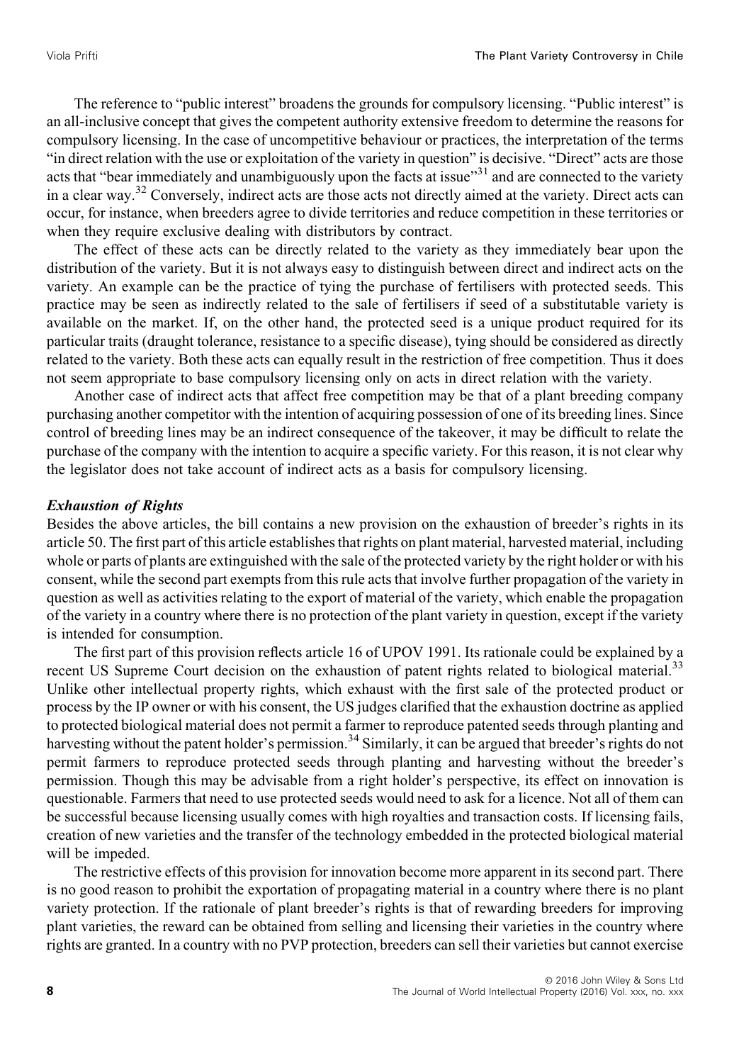The reference to "public interest" broadens the grounds for compulsory licensing. "Public interest" is an all-inclusive concept that gives the competent authority extensive freedom to determine the reasons for compulsory licensing. In the case of uncompetitive behaviour or practices, the interpretation of the terms "in direct relation with the use or exploitation of the variety in question" is decisive. "Direct" acts are those acts that "bear immediately and unambiguously upon the facts at issue"[31] and are connected to the variety in a clear way.[32] Conversely, indirect acts are those acts not directly aimed at the variety. Direct acts can occur, for instance, when breeders agree to divide territories and reduce competition in these territories or when they require exclusive dealing with distributors by contract.

The effect of these acts can be directly related to the variety as they immediately bear upon the distribution of the variety. But it is not always easy to distinguish between direct and indirect acts on the variety. An example can be the practice of tying the purchase of fertilisers with protected seeds. This practice may be seen as indirectly related to the sale of fertilisers if seed of a substitutable variety is available on the market. If, on the other hand, the protected seed is a unique product required for its particular traits (draught tolerance, resistance to a specific disease), tying should be considered as directly related to the variety. Both these acts can equally result in the restriction of free competition. Thus it does not seem appropriate to base compulsory licensing only on acts in direct relation with the variety.

Another case of indirect acts that affect free competition may be that of a plant breeding company purchasing another competitor with the intention of acquiring possession of one of its breeding lines. Since control of breeding lines may be an indirect consequence of the takeover, it may be difficult to relate the purchase of the company with the intention to acquire a specific variety. For this reason, it is not clear why the legislator does not take account of indirect acts as a basis for compulsory licensing.

### *Exhaustion of Rights*

Besides the above articles, the bill contains a new provision on the exhaustion of breeder's rights in its article 50. The first part of this article establishes that rights on plant material, harvested material, including whole or parts of plants are extinguished with the sale of the protected variety by the right holder or with his consent, while the second part exempts from this rule acts that involve further propagation of the variety in question as well as activities relating to the export of material of the variety, which enable the propagation of the variety in a country where there is no protection of the plant variety in question, except if the variety is intended for consumption.

The first part of this provision reflects article 16 of UPOV 1991. Its rationale could be explained by a recent US Supreme Court decision on the exhaustion of patent rights related to biological material.[33] Unlike other intellectual property rights, which exhaust with the first sale of the protected product or process by the IP owner or with his consent, the US judges clarified that the exhaustion doctrine as applied to protected biological material does not permit a farmer to reproduce patented seeds through planting and harvesting without the patent holder's permission.[34] Similarly, it can be argued that breeder's rights do not permit farmers to reproduce protected seeds through planting and harvesting without the breeder's permission. Though this may be advisable from a right holder's perspective, its effect on innovation is questionable. Farmers that need to use protected seeds would need to ask for a licence. Not all of them can be successful because licensing usually comes with high royalties and transaction costs. If licensing fails, creation of new varieties and the transfer of the technology embedded in the protected biological material will be impeded.

The restrictive effects of this provision for innovation become more apparent in its second part. There is no good reason to prohibit the exportation of propagating material in a country where there is no plant variety protection. If the rationale of plant breeder's rights is that of rewarding breeders for improving plant varieties, the reward can be obtained from selling and licensing their varieties in the country where rights are granted. In a country with no PVP protection, breeders can sell their varieties but cannot exercise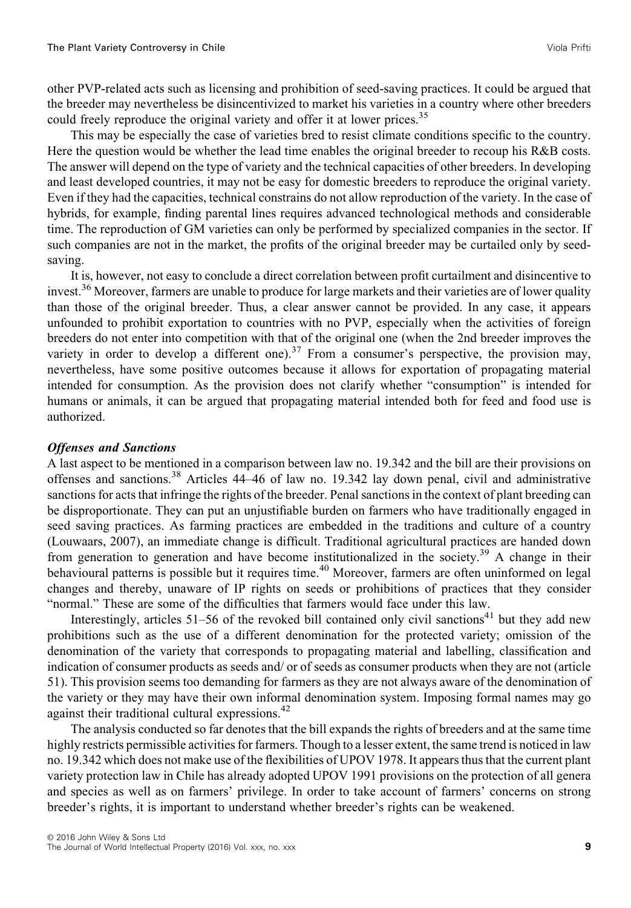other PVP-related acts such as licensing and prohibition of seed-saving practices. It could be argued that the breeder may nevertheless be disincentivized to market his varieties in a country where other breeders could freely reproduce the original variety and offer it at lower prices.[35]

This may be especially the case of varieties bred to resist climate conditions specific to the country. Here the question would be whether the lead time enables the original breeder to recoup his R&B costs. The answer will depend on the type of variety and the technical capacities of other breeders. In developing and least developed countries, it may not be easy for domestic breeders to reproduce the original variety. Even if they had the capacities, technical constrains do not allow reproduction of the variety. In the case of hybrids, for example, finding parental lines requires advanced technological methods and considerable time. The reproduction of GM varieties can only be performed by specialized companies in the sector. If such companies are not in the market, the profits of the original breeder may be curtailed only by seed-saving.

It is, however, not easy to conclude a direct correlation between profit curtailment and disincentive to invest.[36] Moreover, farmers are unable to produce for large markets and their varieties are of lower quality than those of the original breeder. Thus, a clear answer cannot be provided. In any case, it appears unfounded to prohibit exportation to countries with no PVP, especially when the activities of foreign breeders do not enter into competition with that of the original one (when the 2nd breeder improves the variety in order to develop a different one).[37] From a consumer's perspective, the provision may, nevertheless, have some positive outcomes because it allows for exportation of propagating material intended for consumption. As the provision does not clarify whether "consumption" is intended for humans or animals, it can be argued that propagating material intended both for feed and food use is authorized.

### *Offenses and Sanctions*

A last aspect to be mentioned in a comparison between law no. 19.342 and the bill are their provisions on offenses and sanctions.[38] Articles 44–46 of law no. 19.342 lay down penal, civil and administrative sanctions for acts that infringe the rights of the breeder. Penal sanctions in the context of plant breeding can be disproportionate. They can put an unjustifiable burden on farmers who have traditionally engaged in seed saving practices. As farming practices are embedded in the traditions and culture of a country (Louwaars, 2007), an immediate change is difficult. Traditional agricultural practices are handed down from generation to generation and have become institutionalized in the society.[39] A change in their behavioural patterns is possible but it requires time.[40] Moreover, farmers are often uninformed on legal changes and thereby, unaware of IP rights on seeds or prohibitions of practices that they consider "normal." These are some of the difficulties that farmers would face under this law.

Interestingly, articles 51–56 of the revoked bill contained only civil sanctions[41] but they add new prohibitions such as the use of a different denomination for the protected variety; omission of the denomination of the variety that corresponds to propagating material and labelling, classification and indication of consumer products as seeds and/ or of seeds as consumer products when they are not (article 51). This provision seems too demanding for farmers as they are not always aware of the denomination of the variety or they may have their own informal denomination system. Imposing formal names may go against their traditional cultural expressions.[42]

The analysis conducted so far denotes that the bill expands the rights of breeders and at the same time highly restricts permissible activities for farmers. Though to a lesser extent, the same trend is noticed in law no. 19.342 which does not make use of the flexibilities of UPOV 1978. It appears thus that the current plant variety protection law in Chile has already adopted UPOV 1991 provisions on the protection of all genera and species as well as on farmers' privilege. In order to take account of farmers' concerns on strong breeder's rights, it is important to understand whether breeder's rights can be weakened.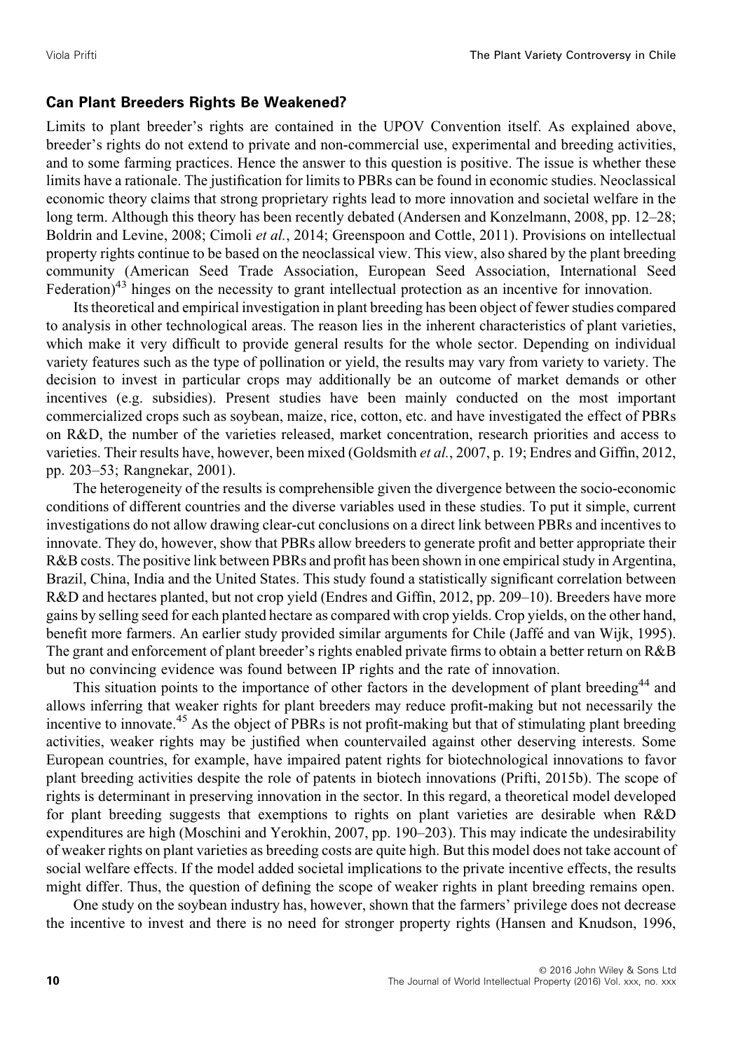### Can Plant Breeders Rights Be Weakened?

Limits to plant breeder's rights are contained in the UPOV Convention itself. As explained above, breeder's rights do not extend to private and non-commercial use, experimental and breeding activities, and to some farming practices. Hence the answer to this question is positive. The issue is whether these limits have a rationale. The justification for limits to PBRs can be found in economic studies. Neoclassical economic theory claims that strong proprietary rights lead to more innovation and societal welfare in the long term. Although this theory has been recently debated (Andersen and Konzelmann, 2008, pp. 12–28; Boldrin and Levine, 2008; Cimoli *et al.*, 2014; Greenspoon and Cottle, 2011). Provisions on intellectual property rights continue to be based on the neoclassical view. This view, also shared by the plant breeding community (American Seed Trade Association, European Seed Association, International Seed Federation)[43] hinges on the necessity to grant intellectual protection as an incentive for innovation.

Its theoretical and empirical investigation in plant breeding has been object of fewer studies compared to analysis in other technological areas. The reason lies in the inherent characteristics of plant varieties, which make it very difficult to provide general results for the whole sector. Depending on individual variety features such as the type of pollination or yield, the results may vary from variety to variety. The decision to invest in particular crops may additionally be an outcome of market demands or other incentives (e.g. subsidies). Present studies have been mainly conducted on the most important commercialized crops such as soybean, maize, rice, cotton, etc. and have investigated the effect of PBRs on R&D, the number of the varieties released, market concentration, research priorities and access to varieties. Their results have, however, been mixed (Goldsmith *et al.*, 2007, p. 19; Endres and Giffin, 2012, pp. 203–53; Rangnekar, 2001).

The heterogeneity of the results is comprehensible given the divergence between the socio-economic conditions of different countries and the diverse variables used in these studies. To put it simple, current investigations do not allow drawing clear-cut conclusions on a direct link between PBRs and incentives to innovate. They do, however, show that PBRs allow breeders to generate profit and better appropriate their R&B costs. The positive link between PBRs and profit has been shown in one empirical study in Argentina, Brazil, China, India and the United States. This study found a statistically significant correlation between R&D and hectares planted, but not crop yield (Endres and Giffin, 2012, pp. 209–10). Breeders have more gains by selling seed for each planted hectare as compared with crop yields. Crop yields, on the other hand, benefit more farmers. An earlier study provided similar arguments for Chile (Jaffé and van Wijk, 1995). The grant and enforcement of plant breeder's rights enabled private firms to obtain a better return on R&B but no convincing evidence was found between IP rights and the rate of innovation.

This situation points to the importance of other factors in the development of plant breeding[44] and allows inferring that weaker rights for plant breeders may reduce profit-making but not necessarily the incentive to innovate.[45] As the object of PBRs is not profit-making but that of stimulating plant breeding activities, weaker rights may be justified when countervailed against other deserving interests. Some European countries, for example, have impaired patent rights for biotechnological innovations to favor plant breeding activities despite the role of patents in biotech innovations (Prifti, 2015b). The scope of rights is determinant in preserving innovation in the sector. In this regard, a theoretical model developed for plant breeding suggests that exemptions to rights on plant varieties are desirable when R&D expenditures are high (Moschini and Yerokhin, 2007, pp. 190–203). This may indicate the undesirability of weaker rights on plant varieties as breeding costs are quite high. But this model does not take account of social welfare effects. If the model added societal implications to the private incentive effects, the results might differ. Thus, the question of defining the scope of weaker rights in plant breeding remains open.

One study on the soybean industry has, however, shown that the farmers' privilege does not decrease the incentive to invest and there is no need for stronger property rights (Hansen and Knudson, 1996,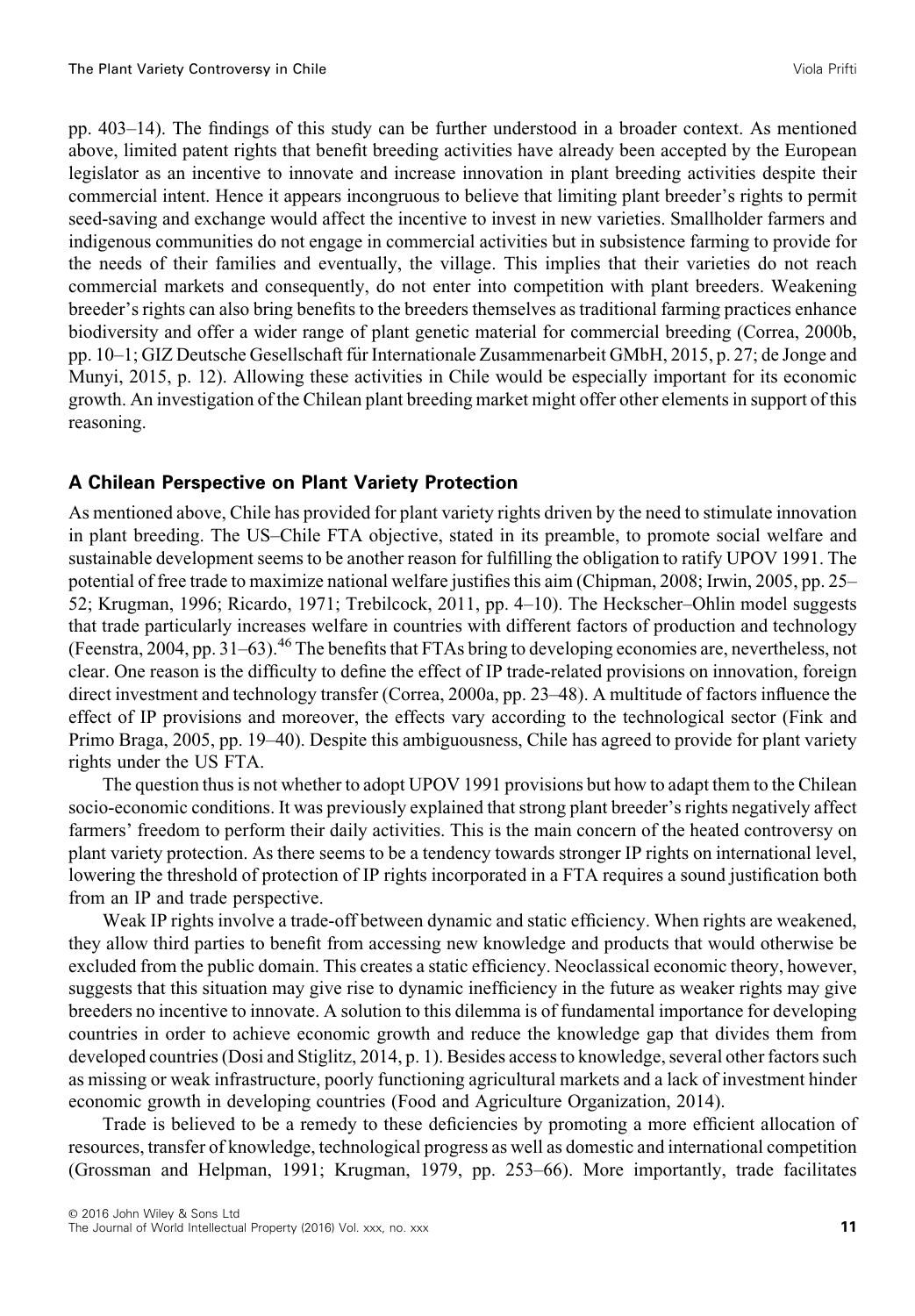pp. 403–14). The findings of this study can be further understood in a broader context. As mentioned above, limited patent rights that benefit breeding activities have already been accepted by the European legislator as an incentive to innovate and increase innovation in plant breeding activities despite their commercial intent. Hence it appears incongruous to believe that limiting plant breeder's rights to permit seed-saving and exchange would affect the incentive to invest in new varieties. Smallholder farmers and indigenous communities do not engage in commercial activities but in subsistence farming to provide for the needs of their families and eventually, the village. This implies that their varieties do not reach commercial markets and consequently, do not enter into competition with plant breeders. Weakening breeder's rights can also bring benefits to the breeders themselves as traditional farming practices enhance biodiversity and offer a wider range of plant genetic material for commercial breeding (Correa, 2000b, pp. 10–1; GIZ Deutsche Gesellschaft für Internationale Zusammenarbeit GMbH, 2015, p. 27; de Jonge and Munyi, 2015, p. 12). Allowing these activities in Chile would be especially important for its economic growth. An investigation of the Chilean plant breeding market might offer other elements in support of this reasoning.

## A Chilean Perspective on Plant Variety Protection

As mentioned above, Chile has provided for plant variety rights driven by the need to stimulate innovation in plant breeding. The US–Chile FTA objective, stated in its preamble, to promote social welfare and sustainable development seems to be another reason for fulfilling the obligation to ratify UPOV 1991. The potential of free trade to maximize national welfare justifies this aim (Chipman, 2008; Irwin, 2005, pp. 25–52; Krugman, 1996; Ricardo, 1971; Trebilcock, 2011, pp. 4–10). The Heckscher–Ohlin model suggests that trade particularly increases welfare in countries with different factors of production and technology (Feenstra, 2004, pp. 31–63).[46] The benefits that FTAs bring to developing economies are, nevertheless, not clear. One reason is the difficulty to define the effect of IP trade-related provisions on innovation, foreign direct investment and technology transfer (Correa, 2000a, pp. 23–48). A multitude of factors influence the effect of IP provisions and moreover, the effects vary according to the technological sector (Fink and Primo Braga, 2005, pp. 19–40). Despite this ambiguousness, Chile has agreed to provide for plant variety rights under the US FTA.

The question thus is not whether to adopt UPOV 1991 provisions but how to adapt them to the Chilean socio-economic conditions. It was previously explained that strong plant breeder's rights negatively affect farmers' freedom to perform their daily activities. This is the main concern of the heated controversy on plant variety protection. As there seems to be a tendency towards stronger IP rights on international level, lowering the threshold of protection of IP rights incorporated in a FTA requires a sound justification both from an IP and trade perspective.

Weak IP rights involve a trade-off between dynamic and static efficiency. When rights are weakened, they allow third parties to benefit from accessing new knowledge and products that would otherwise be excluded from the public domain. This creates a static efficiency. Neoclassical economic theory, however, suggests that this situation may give rise to dynamic inefficiency in the future as weaker rights may give breeders no incentive to innovate. A solution to this dilemma is of fundamental importance for developing countries in order to achieve economic growth and reduce the knowledge gap that divides them from developed countries (Dosi and Stiglitz, 2014, p. 1). Besides access to knowledge, several other factors such as missing or weak infrastructure, poorly functioning agricultural markets and a lack of investment hinder economic growth in developing countries (Food and Agriculture Organization, 2014).

Trade is believed to be a remedy to these deficiencies by promoting a more efficient allocation of resources, transfer of knowledge, technological progress as well as domestic and international competition (Grossman and Helpman, 1991; Krugman, 1979, pp. 253–66). More importantly, trade facilitates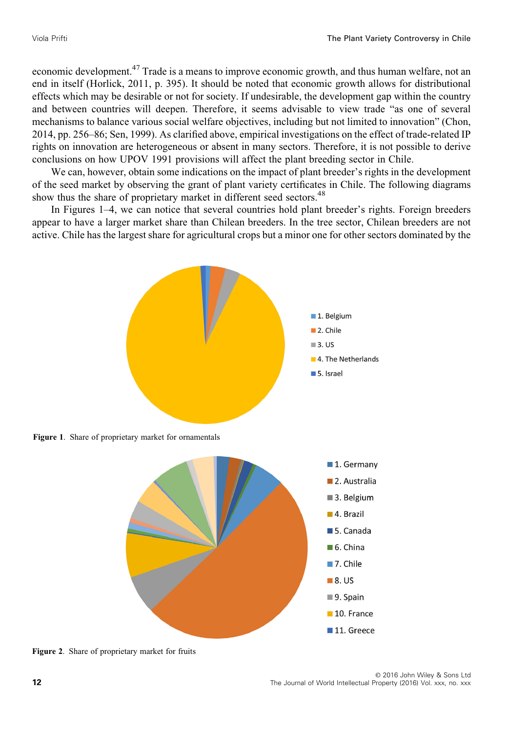economic development.[47] Trade is a means to improve economic growth, and thus human welfare, not an end in itself (Horlick, 2011, p. 395). It should be noted that economic growth allows for distributional effects which may be desirable or not for society. If undesirable, the development gap within the country and between countries will deepen. Therefore, it seems advisable to view trade "as one of several mechanisms to balance various social welfare objectives, including but not limited to innovation" (Chon, 2014, pp. 256–86; Sen, 1999). As clarified above, empirical investigations on the effect of trade-related IP rights on innovation are heterogeneous or absent in many sectors. Therefore, it is not possible to derive conclusions on how UPOV 1991 provisions will affect the plant breeding sector in Chile.

We can, however, obtain some indications on the impact of plant breeder's rights in the development of the seed market by observing the grant of plant variety certificates in Chile. The following diagrams show thus the share of proprietary market in different seed sectors.[48]

In Figures 1–4, we can notice that several countries hold plant breeder's rights. Foreign breeders appear to have a larger market share than Chilean breeders. In the tree sector, Chilean breeders are not active. Chile has the largest share for agricultural crops but a minor one for other sectors dominated by the

1. Belgium
2. Chile
3. US
4. The Netherlands
5. Israel

**Figure 1**. Share of proprietary market for ornamentals

1. Germany
2. Australia
3. Belgium
4. Brazil
5. Canada
6. China
7. Chile
8. US
9. Spain
10. France
11. Greece

**Figure 2**. Share of proprietary market for fruits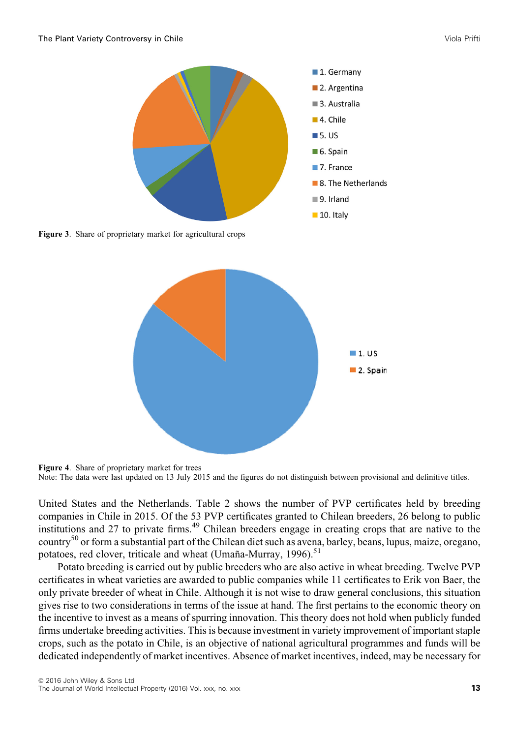**Figure 3**. Share of proprietary market for agricultural crops

**Figure 4**. Share of proprietary market for trees

Note: The data were last updated on 13 July 2015 and the figures do not distinguish between provisional and definitive titles.

United States and the Netherlands. Table 2 shows the number of PVP certificates held by breeding companies in Chile in 2015. Of the 53 PVP certificates granted to Chilean breeders, 26 belong to public institutions and 27 to private firms.[49] Chilean breeders engage in creating crops that are native to the country[50] or form a substantial part of the Chilean diet such as avena, barley, beans, lupus, maize, oregano, potatoes, red clover, triticale and wheat (Umaña-Murray, 1996).[51]

Potato breeding is carried out by public breeders who are also active in wheat breeding. Twelve PVP certificates in wheat varieties are awarded to public companies while 11 certificates to Erik von Baer, the only private breeder of wheat in Chile. Although it is not wise to draw general conclusions, this situation gives rise to two considerations in terms of the issue at hand. The first pertains to the economic theory on the incentive to invest as a means of spurring innovation. This theory does not hold when publicly funded firms undertake breeding activities. This is because investment in variety improvement of important staple crops, such as the potato in Chile, is an objective of national agricultural programmes and funds will be dedicated independently of market incentives. Absence of market incentives, indeed, may be necessary for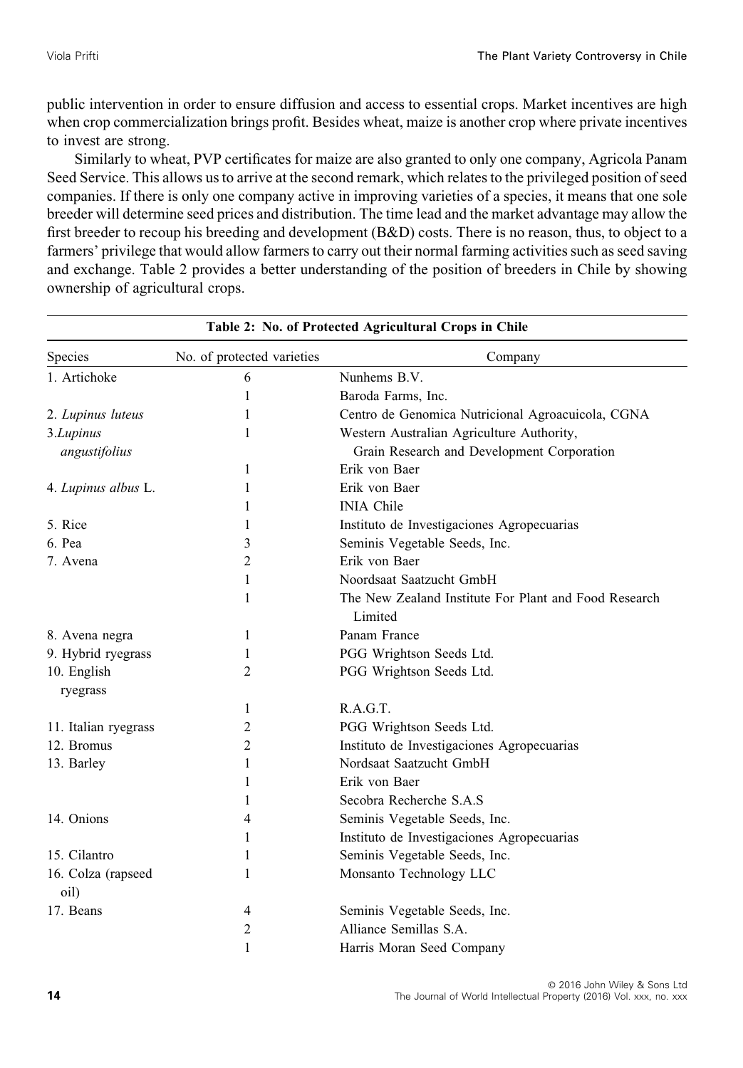public intervention in order to ensure diffusion and access to essential crops. Market incentives are high when crop commercialization brings profit. Besides wheat, maize is another crop where private incentives to invest are strong.

Similarly to wheat, PVP certificates for maize are also granted to only one company, Agricola Panam Seed Service. This allows us to arrive at the second remark, which relates to the privileged position of seed companies. If there is only one company active in improving varieties of a species, it means that one sole breeder will determine seed prices and distribution. The time lead and the market advantage may allow the first breeder to recoup his breeding and development (B&D) costs. There is no reason, thus, to object to a farmers' privilege that would allow farmers to carry out their normal farming activities such as seed saving and exchange. Table 2 provides a better understanding of the position of breeders in Chile by showing ownership of agricultural crops.

**Table 2: No. of Protected Agricultural Crops in Chile**

| Species | No. of protected varieties | Company |
|---|---|---|
| 1. Artichoke | 6 | Nunhems B.V. |
| | 1 | Baroda Farms, Inc. |
| 2. *Lupinus luteus* | 1 | Centro de Genomica Nutricional Agroacuicola, CGNA |
| 3. *Lupinus angustifolius* | 1 | Western Australian Agriculture Authority, Grain Research and Development Corporation |
| | 1 | Erik von Baer |
| 4. *Lupinus albus* L. | 1 | Erik von Baer |
| | 1 | INIA Chile |
| 5. Rice | 1 | Instituto de Investigaciones Agropecuarias |
| 6. Pea | 3 | Seminis Vegetable Seeds, Inc. |
| 7. Avena | 2 | Erik von Baer |
| | 1 | Noordsaat Saatzucht GmbH |
| | 1 | The New Zealand Institute For Plant and Food Research Limited |
| 8. Avena negra | 1 | Panam France |
| 9. Hybrid ryegrass | 1 | PGG Wrightson Seeds Ltd. |
| 10. English ryegrass | 2 | PGG Wrightson Seeds Ltd. |
| | 1 | R.A.G.T. |
| 11. Italian ryegrass | 2 | PGG Wrightson Seeds Ltd. |
| 12. Bromus | 2 | Instituto de Investigaciones Agropecuarias |
| 13. Barley | 1 | Nordsaat Saatzucht GmbH |
| | 1 | Erik von Baer |
| | 1 | Secobra Recherche S.A.S |
| 14. Onions | 4 | Seminis Vegetable Seeds, Inc. |
| | 1 | Instituto de Investigaciones Agropecuarias |
| 15. Cilantro | 1 | Seminis Vegetable Seeds, Inc. |
| 16. Colza (rapseed oil) | 1 | Monsanto Technology LLC |
| 17. Beans | 4 | Seminis Vegetable Seeds, Inc. |
| | 2 | Alliance Semillas S.A. |
| | 1 | Harris Moran Seed Company |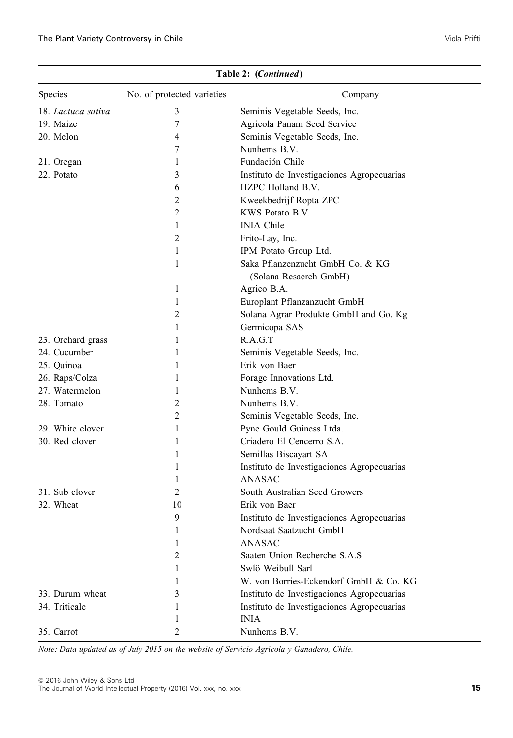**Table 2: (*Continued*)**

| Species | No. of protected varieties | Company |
|---|---|---|
| 18. *Lactuca sativa* | 3 | Seminis Vegetable Seeds, Inc. |
| 19. Maize | 7 | Agricola Panam Seed Service |
| 20. Melon | 4 | Seminis Vegetable Seeds, Inc. |
| | 7 | Nunhems B.V. |
| 21. Oregan | 1 | Fundación Chile |
| 22. Potato | 3 | Instituto de Investigaciones Agropecuarias |
| | 6 | HZPC Holland B.V. |
| | 2 | Kweekbedrijf Ropta ZPC |
| | 2 | KWS Potato B.V. |
| | 1 | INIA Chile |
| | 2 | Frito-Lay, Inc. |
| | 1 | IPM Potato Group Ltd. |
| | 1 | Saka Pflanzenzucht GmbH Co. & KG (Solana Resaerch GmbH) |
| | 1 | Agrico B.A. |
| | 1 | Europlant Pflanzanzucht GmbH |
| | 2 | Solana Agrar Produkte GmbH and Go. Kg |
| | 1 | Germicopa SAS |
| 23. Orchard grass | 1 | R.A.G.T |
| 24. Cucumber | 1 | Seminis Vegetable Seeds, Inc. |
| 25. Quinoa | 1 | Erik von Baer |
| 26. Raps/Colza | 1 | Forage Innovations Ltd. |
| 27. Watermelon | 1 | Nunhems B.V. |
| 28. Tomato | 2 | Nunhems B.V. |
| | 2 | Seminis Vegetable Seeds, Inc. |
| 29. White clover | 1 | Pyne Gould Guiness Ltda. |
| 30. Red clover | 1 | Criadero El Cencerro S.A. |
| | 1 | Semillas Biscayart SA |
| | 1 | Instituto de Investigaciones Agropecuarias |
| | 1 | ANASAC |
| 31. Sub clover | 2 | South Australian Seed Growers |
| 32. Wheat | 10 | Erik von Baer |
| | 9 | Instituto de Investigaciones Agropecuarias |
| | 1 | Nordsaat Saatzucht GmbH |
| | 1 | ANASAC |
| | 2 | Saaten Union Recherche S.A.S |
| | 1 | Swlö Weibull Sarl |
| | 1 | W. von Borries-Eckendorf GmbH & Co. KG |
| 33. Durum wheat | 3 | Instituto de Investigaciones Agropecuarias |
| 34. Triticale | 1 | Instituto de Investigaciones Agropecuarias |
| | 1 | INIA |
| 35. Carrot | 2 | Nunhems B.V. |

*Note: Data updated as of July 2015 on the website of Servicio Agrícola y Ganadero, Chile.*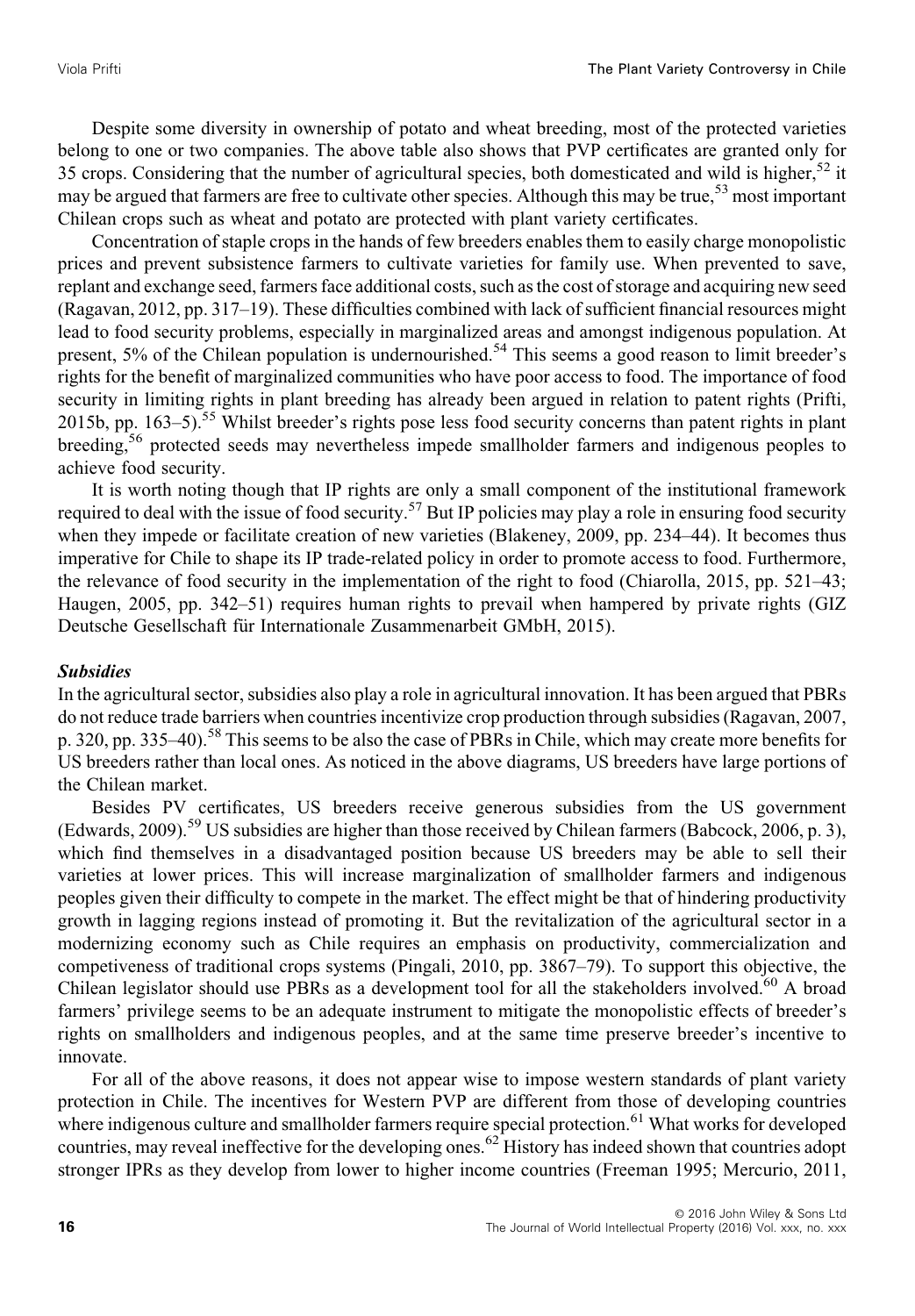Despite some diversity in ownership of potato and wheat breeding, most of the protected varieties belong to one or two companies. The above table also shows that PVP certificates are granted only for 35 crops. Considering that the number of agricultural species, both domesticated and wild is higher,[52] it may be argued that farmers are free to cultivate other species. Although this may be true,[53] most important Chilean crops such as wheat and potato are protected with plant variety certificates.

Concentration of staple crops in the hands of few breeders enables them to easily charge monopolistic prices and prevent subsistence farmers to cultivate varieties for family use. When prevented to save, replant and exchange seed, farmers face additional costs, such as the cost of storage and acquiring new seed (Ragavan, 2012, pp. 317–19). These difficulties combined with lack of sufficient financial resources might lead to food security problems, especially in marginalized areas and amongst indigenous population. At present, 5% of the Chilean population is undernourished.[54] This seems a good reason to limit breeder's rights for the benefit of marginalized communities who have poor access to food. The importance of food security in limiting rights in plant breeding has already been argued in relation to patent rights (Prifti, 2015b, pp. 163–5).[55] Whilst breeder's rights pose less food security concerns than patent rights in plant breeding,[56] protected seeds may nevertheless impede smallholder farmers and indigenous peoples to achieve food security.

It is worth noting though that IP rights are only a small component of the institutional framework required to deal with the issue of food security.[57] But IP policies may play a role in ensuring food security when they impede or facilitate creation of new varieties (Blakeney, 2009, pp. 234–44). It becomes thus imperative for Chile to shape its IP trade-related policy in order to promote access to food. Furthermore, the relevance of food security in the implementation of the right to food (Chiarolla, 2015, pp. 521–43; Haugen, 2005, pp. 342–51) requires human rights to prevail when hampered by private rights (GIZ Deutsche Gesellschaft für Internationale Zusammenarbeit GMbH, 2015).

### *Subsidies*

In the agricultural sector, subsidies also play a role in agricultural innovation. It has been argued that PBRs do not reduce trade barriers when countries incentivize crop production through subsidies (Ragavan, 2007, p. 320, pp. 335–40).[58] This seems to be also the case of PBRs in Chile, which may create more benefits for US breeders rather than local ones. As noticed in the above diagrams, US breeders have large portions of the Chilean market.

Besides PV certificates, US breeders receive generous subsidies from the US government (Edwards, 2009).[59] US subsidies are higher than those received by Chilean farmers (Babcock, 2006, p. 3), which find themselves in a disadvantaged position because US breeders may be able to sell their varieties at lower prices. This will increase marginalization of smallholder farmers and indigenous peoples given their difficulty to compete in the market. The effect might be that of hindering productivity growth in lagging regions instead of promoting it. But the revitalization of the agricultural sector in a modernizing economy such as Chile requires an emphasis on productivity, commercialization and competiveness of traditional crops systems (Pingali, 2010, pp. 3867–79). To support this objective, the Chilean legislator should use PBRs as a development tool for all the stakeholders involved.[60] A broad farmers' privilege seems to be an adequate instrument to mitigate the monopolistic effects of breeder's rights on smallholders and indigenous peoples, and at the same time preserve breeder's incentive to innovate.

For all of the above reasons, it does not appear wise to impose western standards of plant variety protection in Chile. The incentives for Western PVP are different from those of developing countries where indigenous culture and smallholder farmers require special protection.[61] What works for developed countries, may reveal ineffective for the developing ones.[62] History has indeed shown that countries adopt stronger IPRs as they develop from lower to higher income countries (Freeman 1995; Mercurio, 2011,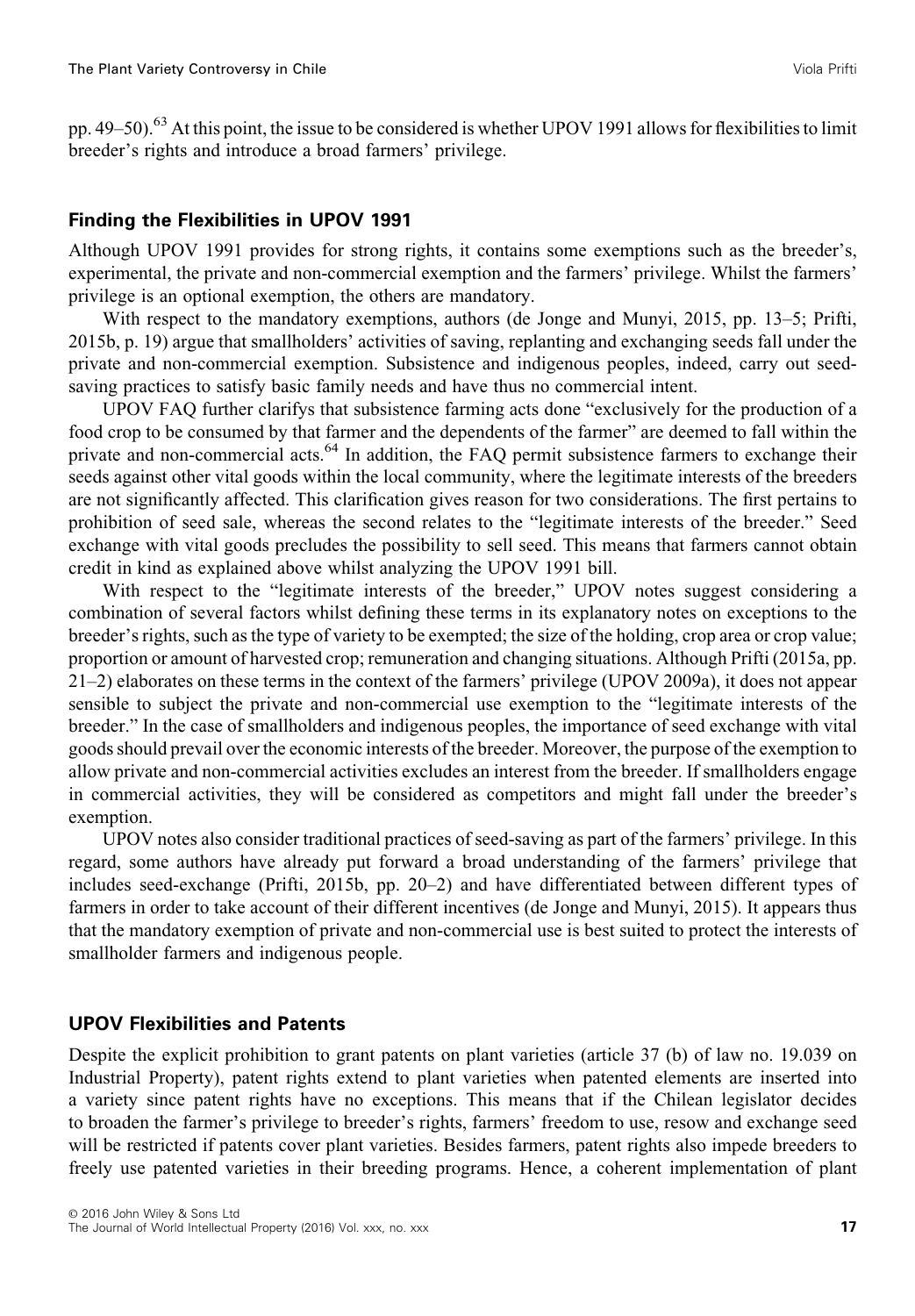pp. 49–50).[63] At this point, the issue to be considered is whether UPOV 1991 allows for flexibilities to limit breeder's rights and introduce a broad farmers' privilege.

## Finding the Flexibilities in UPOV 1991

Although UPOV 1991 provides for strong rights, it contains some exemptions such as the breeder's, experimental, the private and non-commercial exemption and the farmers' privilege. Whilst the farmers' privilege is an optional exemption, the others are mandatory.

With respect to the mandatory exemptions, authors (de Jonge and Munyi, 2015, pp. 13–5; Prifti, 2015b, p. 19) argue that smallholders' activities of saving, replanting and exchanging seeds fall under the private and non-commercial exemption. Subsistence and indigenous peoples, indeed, carry out seed-saving practices to satisfy basic family needs and have thus no commercial intent.

UPOV FAQ further clarifys that subsistence farming acts done "exclusively for the production of a food crop to be consumed by that farmer and the dependents of the farmer" are deemed to fall within the private and non-commercial acts.[64] In addition, the FAQ permit subsistence farmers to exchange their seeds against other vital goods within the local community, where the legitimate interests of the breeders are not significantly affected. This clarification gives reason for two considerations. The first pertains to prohibition of seed sale, whereas the second relates to the "legitimate interests of the breeder." Seed exchange with vital goods precludes the possibility to sell seed. This means that farmers cannot obtain credit in kind as explained above whilst analyzing the UPOV 1991 bill.

With respect to the "legitimate interests of the breeder," UPOV notes suggest considering a combination of several factors whilst defining these terms in its explanatory notes on exceptions to the breeder's rights, such as the type of variety to be exempted; the size of the holding, crop area or crop value; proportion or amount of harvested crop; remuneration and changing situations. Although Prifti (2015a, pp. 21–2) elaborates on these terms in the context of the farmers' privilege (UPOV 2009a), it does not appear sensible to subject the private and non-commercial use exemption to the "legitimate interests of the breeder." In the case of smallholders and indigenous peoples, the importance of seed exchange with vital goods should prevail over the economic interests of the breeder. Moreover, the purpose of the exemption to allow private and non-commercial activities excludes an interest from the breeder. If smallholders engage in commercial activities, they will be considered as competitors and might fall under the breeder's exemption.

UPOV notes also consider traditional practices of seed-saving as part of the farmers' privilege. In this regard, some authors have already put forward a broad understanding of the farmers' privilege that includes seed-exchange (Prifti, 2015b, pp. 20–2) and have differentiated between different types of farmers in order to take account of their different incentives (de Jonge and Munyi, 2015). It appears thus that the mandatory exemption of private and non-commercial use is best suited to protect the interests of smallholder farmers and indigenous people.

## UPOV Flexibilities and Patents

Despite the explicit prohibition to grant patents on plant varieties (article 37 (b) of law no. 19.039 on Industrial Property), patent rights extend to plant varieties when patented elements are inserted into a variety since patent rights have no exceptions. This means that if the Chilean legislator decides to broaden the farmer's privilege to breeder's rights, farmers' freedom to use, resow and exchange seed will be restricted if patents cover plant varieties. Besides farmers, patent rights also impede breeders to freely use patented varieties in their breeding programs. Hence, a coherent implementation of plant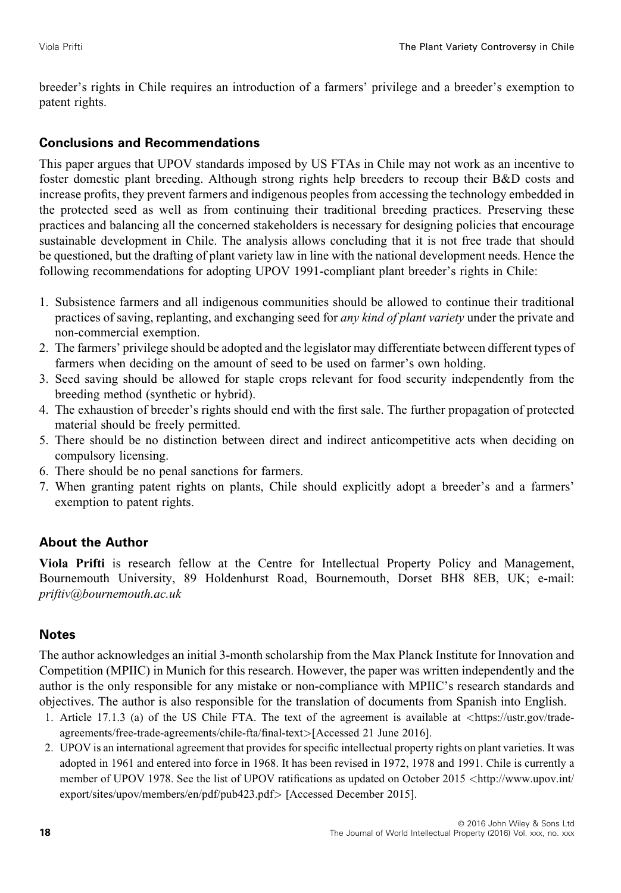breeder's rights in Chile requires an introduction of a farmers' privilege and a breeder's exemption to patent rights.

## Conclusions and Recommendations

This paper argues that UPOV standards imposed by US FTAs in Chile may not work as an incentive to foster domestic plant breeding. Although strong rights help breeders to recoup their B&D costs and increase profits, they prevent farmers and indigenous peoples from accessing the technology embedded in the protected seed as well as from continuing their traditional breeding practices. Preserving these practices and balancing all the concerned stakeholders is necessary for designing policies that encourage sustainable development in Chile. The analysis allows concluding that it is not free trade that should be questioned, but the drafting of plant variety law in line with the national development needs. Hence the following recommendations for adopting UPOV 1991-compliant plant breeder's rights in Chile:

1. Subsistence farmers and all indigenous communities should be allowed to continue their traditional practices of saving, replanting, and exchanging seed for *any kind of plant variety* under the private and non-commercial exemption.
2. The farmers' privilege should be adopted and the legislator may differentiate between different types of farmers when deciding on the amount of seed to be used on farmer's own holding.
3. Seed saving should be allowed for staple crops relevant for food security independently from the breeding method (synthetic or hybrid).
4. The exhaustion of breeder's rights should end with the first sale. The further propagation of protected material should be freely permitted.
5. There should be no distinction between direct and indirect anticompetitive acts when deciding on compulsory licensing.
6. There should be no penal sanctions for farmers.
7. When granting patent rights on plants, Chile should explicitly adopt a breeder's and a farmers' exemption to patent rights.

## About the Author

**Viola Prifti** is research fellow at the Centre for Intellectual Property Policy and Management, Bournemouth University, 89 Holdenhurst Road, Bournemouth, Dorset BH8 8EB, UK; e-mail: *priftiv@bournemouth.ac.uk*

## Notes

The author acknowledges an initial 3-month scholarship from the Max Planck Institute for Innovation and Competition (MPIIC) in Munich for this research. However, the paper was written independently and the author is the only responsible for any mistake or non-compliance with MPIIC's research standards and objectives. The author is also responsible for the translation of documents from Spanish into English.

1. Article 17.1.3 (a) of the US Chile FTA. The text of the agreement is available at <https://ustr.gov/trade-agreements/free-trade-agreements/chile-fta/final-text>[Accessed 21 June 2016].
2. UPOV is an international agreement that provides for specific intellectual property rights on plant varieties. It was adopted in 1961 and entered into force in 1968. It has been revised in 1972, 1978 and 1991. Chile is currently a member of UPOV 1978. See the list of UPOV ratifications as updated on October 2015 <http://www.upov.int/export/sites/upov/members/en/pdf/pub423.pdf> [Accessed December 2015].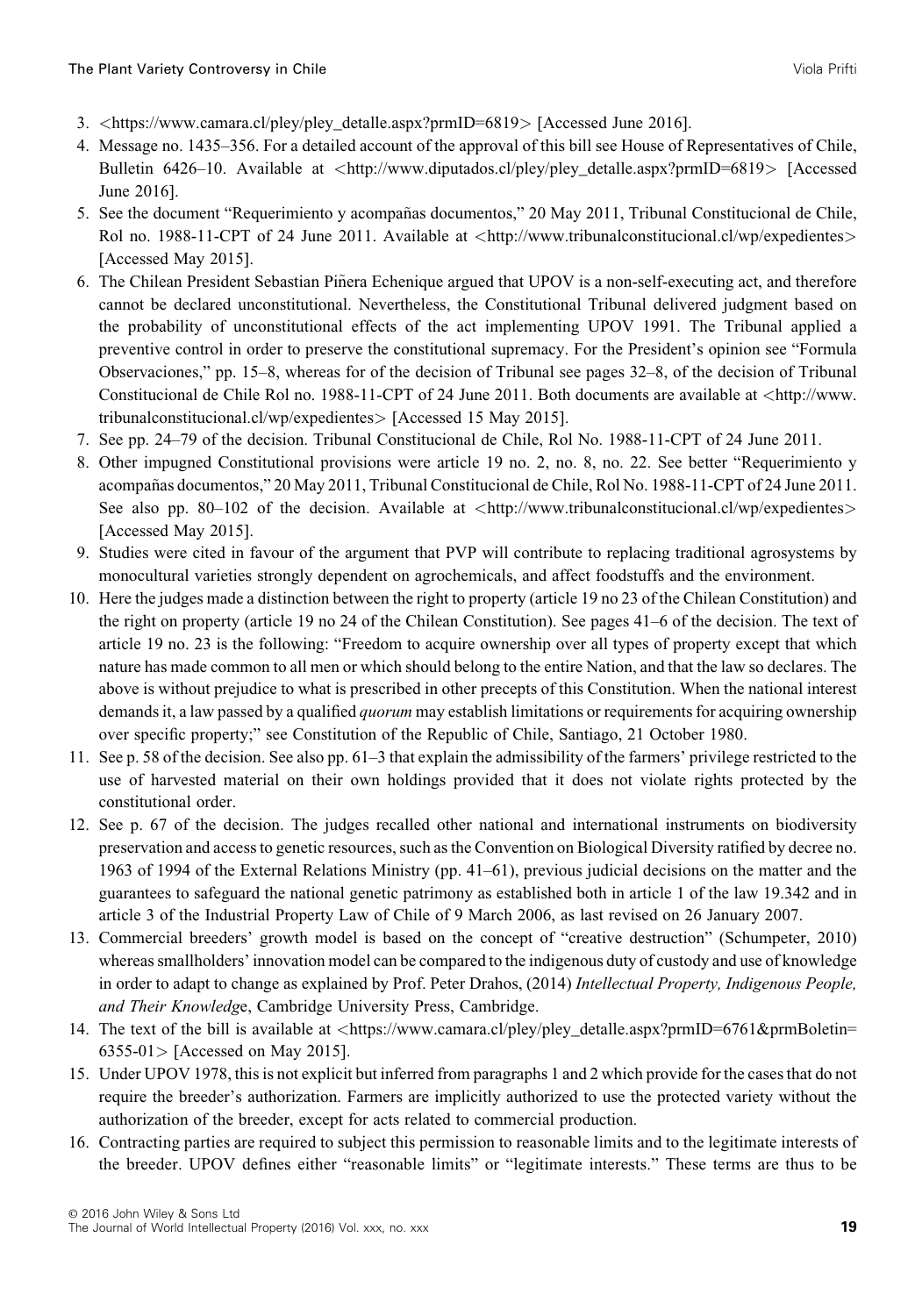3. <https://www.camara.cl/pley/pley_detalle.aspx?prmID=6819> [Accessed June 2016].
4. Message no. 1435–356. For a detailed account of the approval of this bill see House of Representatives of Chile, Bulletin 6426–10. Available at <http://www.diputados.cl/pley/pley_detalle.aspx?prmID=6819> [Accessed June 2016].
5. See the document "Requerimiento y acompañas documentos," 20 May 2011, Tribunal Constitucional de Chile, Rol no. 1988-11-CPT of 24 June 2011. Available at <http://www.tribunalconstitucional.cl/wp/expedientes> [Accessed May 2015].
6. The Chilean President Sebastian Piñera Echenique argued that UPOV is a non-self-executing act, and therefore cannot be declared unconstitutional. Nevertheless, the Constitutional Tribunal delivered judgment based on the probability of unconstitutional effects of the act implementing UPOV 1991. The Tribunal applied a preventive control in order to preserve the constitutional supremacy. For the President's opinion see "Formula Observaciones," pp. 15–8, whereas for of the decision of Tribunal see pages 32–8, of the decision of Tribunal Constitucional de Chile Rol no. 1988-11-CPT of 24 June 2011. Both documents are available at <http://www.tribunalconstitucional.cl/wp/expedientes> [Accessed 15 May 2015].
7. See pp. 24–79 of the decision. Tribunal Constitucional de Chile, Rol No. 1988-11-CPT of 24 June 2011.
8. Other impugned Constitutional provisions were article 19 no. 2, no. 8, no. 22. See better "Requerimiento y acompañas documentos," 20 May 2011, Tribunal Constitucional de Chile, Rol No. 1988-11-CPT of 24 June 2011. See also pp. 80–102 of the decision. Available at <http://www.tribunalconstitucional.cl/wp/expedientes> [Accessed May 2015].
9. Studies were cited in favour of the argument that PVP will contribute to replacing traditional agrosystems by monocultural varieties strongly dependent on agrochemicals, and affect foodstuffs and the environment.
10. Here the judges made a distinction between the right to property (article 19 no 23 of the Chilean Constitution) and the right on property (article 19 no 24 of the Chilean Constitution). See pages 41–6 of the decision. The text of article 19 no. 23 is the following: "Freedom to acquire ownership over all types of property except that which nature has made common to all men or which should belong to the entire Nation, and that the law so declares. The above is without prejudice to what is prescribed in other precepts of this Constitution. When the national interest demands it, a law passed by a qualified *quorum* may establish limitations or requirements for acquiring ownership over specific property;" see Constitution of the Republic of Chile, Santiago, 21 October 1980.
11. See p. 58 of the decision. See also pp. 61–3 that explain the admissibility of the farmers' privilege restricted to the use of harvested material on their own holdings provided that it does not violate rights protected by the constitutional order.
12. See p. 67 of the decision. The judges recalled other national and international instruments on biodiversity preservation and access to genetic resources, such as the Convention on Biological Diversity ratified by decree no. 1963 of 1994 of the External Relations Ministry (pp. 41–61), previous judicial decisions on the matter and the guarantees to safeguard the national genetic patrimony as established both in article 1 of the law 19.342 and in article 3 of the Industrial Property Law of Chile of 9 March 2006, as last revised on 26 January 2007.
13. Commercial breeders' growth model is based on the concept of "creative destruction" (Schumpeter, 2010) whereas smallholders' innovation model can be compared to the indigenous duty of custody and use of knowledge in order to adapt to change as explained by Prof. Peter Drahos, (2014) *Intellectual Property, Indigenous People, and Their Knowledge*, Cambridge University Press, Cambridge.
14. The text of the bill is available at <https://www.camara.cl/pley/pley_detalle.aspx?prmID=6761&prmBoletin=6355-01> [Accessed on May 2015].
15. Under UPOV 1978, this is not explicit but inferred from paragraphs 1 and 2 which provide for the cases that do not require the breeder's authorization. Farmers are implicitly authorized to use the protected variety without the authorization of the breeder, except for acts related to commercial production.
16. Contracting parties are required to subject this permission to reasonable limits and to the legitimate interests of the breeder. UPOV defines either "reasonable limits" or "legitimate interests." These terms are thus to be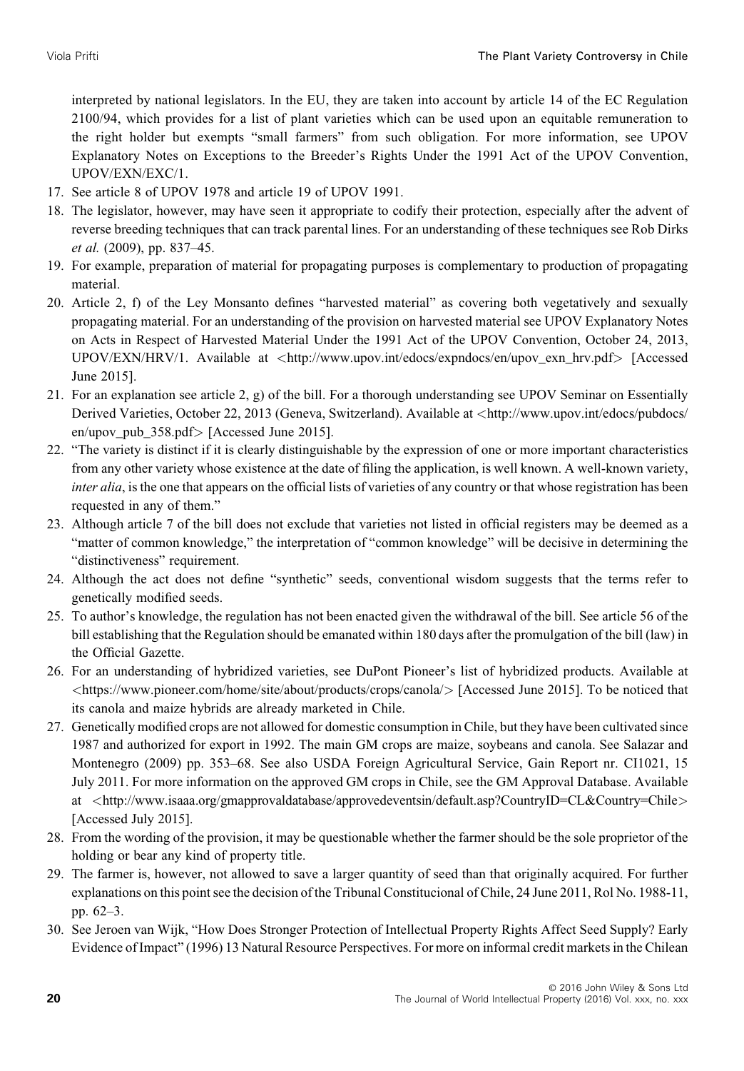interpreted by national legislators. In the EU, they are taken into account by article 14 of the EC Regulation 2100/94, which provides for a list of plant varieties which can be used upon an equitable remuneration to the right holder but exempts "small farmers" from such obligation. For more information, see UPOV Explanatory Notes on Exceptions to the Breeder's Rights Under the 1991 Act of the UPOV Convention, UPOV/EXN/EXC/1.

17. See article 8 of UPOV 1978 and article 19 of UPOV 1991.
18. The legislator, however, may have seen it appropriate to codify their protection, especially after the advent of reverse breeding techniques that can track parental lines. For an understanding of these techniques see Rob Dirks *et al.* (2009), pp. 837–45.
19. For example, preparation of material for propagating purposes is complementary to production of propagating material.
20. Article 2, f) of the Ley Monsanto defines "harvested material" as covering both vegetatively and sexually propagating material. For an understanding of the provision on harvested material see UPOV Explanatory Notes on Acts in Respect of Harvested Material Under the 1991 Act of the UPOV Convention, October 24, 2013, UPOV/EXN/HRV/1. Available at <http://www.upov.int/edocs/expndocs/en/upov_exn_hrv.pdf> [Accessed June 2015].
21. For an explanation see article 2, g) of the bill. For a thorough understanding see UPOV Seminar on Essentially Derived Varieties, October 22, 2013 (Geneva, Switzerland). Available at <http://www.upov.int/edocs/pubdocs/en/upov_pub_358.pdf> [Accessed June 2015].
22. "The variety is distinct if it is clearly distinguishable by the expression of one or more important characteristics from any other variety whose existence at the date of filing the application, is well known. A well-known variety, *inter alia*, is the one that appears on the official lists of varieties of any country or that whose registration has been requested in any of them."
23. Although article 7 of the bill does not exclude that varieties not listed in official registers may be deemed as a "matter of common knowledge," the interpretation of "common knowledge" will be decisive in determining the "distinctiveness" requirement.
24. Although the act does not define "synthetic" seeds, conventional wisdom suggests that the terms refer to genetically modified seeds.
25. To author's knowledge, the regulation has not been enacted given the withdrawal of the bill. See article 56 of the bill establishing that the Regulation should be emanated within 180 days after the promulgation of the bill (law) in the Official Gazette.
26. For an understanding of hybridized varieties, see DuPont Pioneer's list of hybridized products. Available at <https://www.pioneer.com/home/site/about/products/crops/canola/> [Accessed June 2015]. To be noticed that its canola and maize hybrids are already marketed in Chile.
27. Genetically modified crops are not allowed for domestic consumption in Chile, but they have been cultivated since 1987 and authorized for export in 1992. The main GM crops are maize, soybeans and canola. See Salazar and Montenegro (2009) pp. 353–68. See also USDA Foreign Agricultural Service, Gain Report nr. CI1021, 15 July 2011. For more information on the approved GM crops in Chile, see the GM Approval Database. Available at <http://www.isaaa.org/gmapprovaldatabase/approvedeventsin/default.asp?CountryID=CL&Country=Chile> [Accessed July 2015].
28. From the wording of the provision, it may be questionable whether the farmer should be the sole proprietor of the holding or bear any kind of property title.
29. The farmer is, however, not allowed to save a larger quantity of seed than that originally acquired. For further explanations on this point see the decision of the Tribunal Constitucional of Chile, 24 June 2011, Rol No. 1988-11, pp. 62–3.
30. See Jeroen van Wijk, "How Does Stronger Protection of Intellectual Property Rights Affect Seed Supply? Early Evidence of Impact" (1996) 13 Natural Resource Perspectives. For more on informal credit markets in the Chilean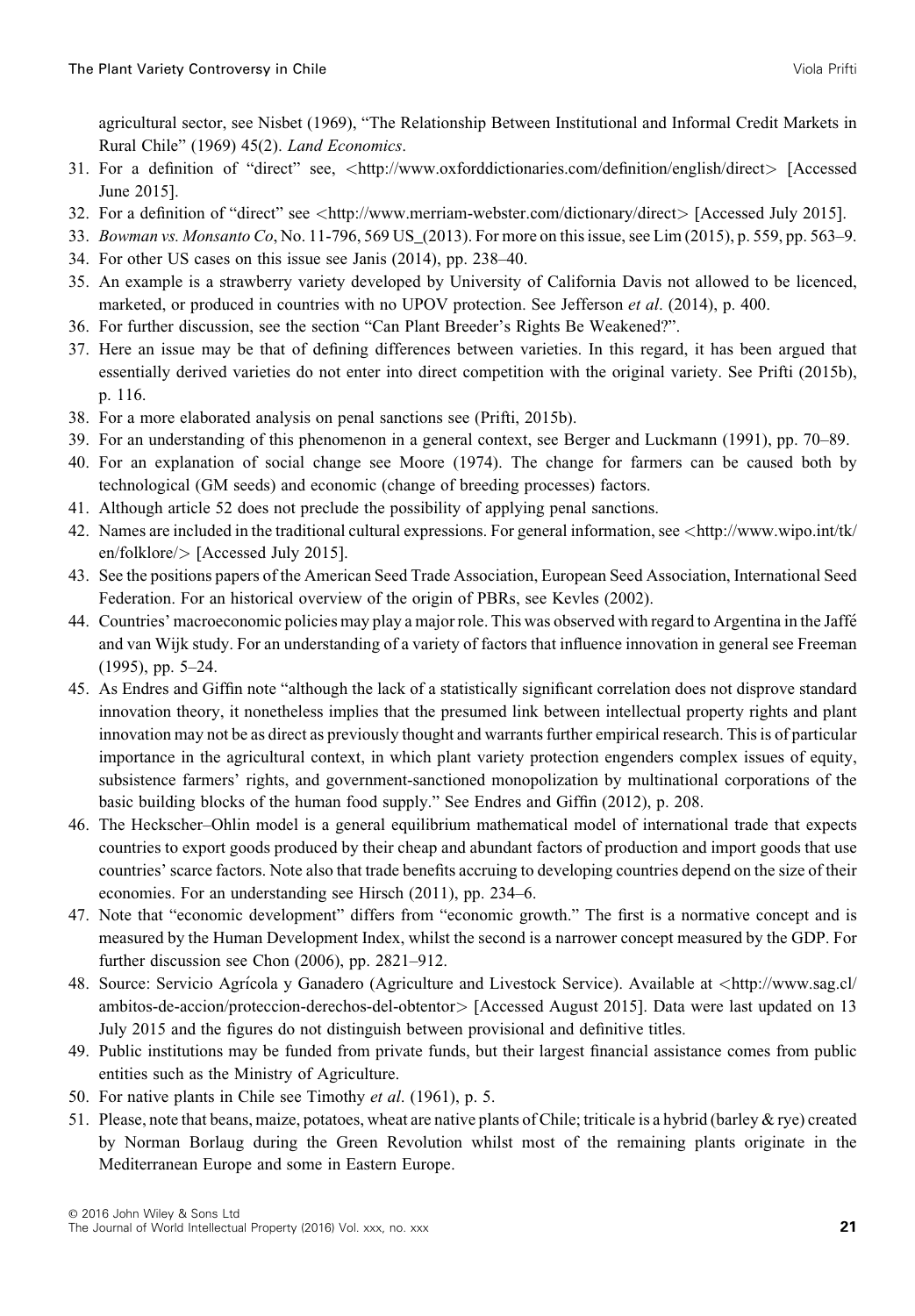agricultural sector, see Nisbet (1969), "The Relationship Between Institutional and Informal Credit Markets in Rural Chile" (1969) 45(2). *Land Economics*.

31. For a definition of "direct" see, <http://www.oxforddictionaries.com/definition/english/direct> [Accessed June 2015].
32. For a definition of "direct" see <http://www.merriam-webster.com/dictionary/direct> [Accessed July 2015].
33. *Bowman vs. Monsanto Co*, No. 11-796, 569 US_(2013). For more on this issue, see Lim (2015), p. 559, pp. 563–9.
34. For other US cases on this issue see Janis (2014), pp. 238–40.
35. An example is a strawberry variety developed by University of California Davis not allowed to be licenced, marketed, or produced in countries with no UPOV protection. See Jefferson *et al*. (2014), p. 400.
36. For further discussion, see the section "Can Plant Breeder's Rights Be Weakened?".
37. Here an issue may be that of defining differences between varieties. In this regard, it has been argued that essentially derived varieties do not enter into direct competition with the original variety. See Prifti (2015b), p. 116.
38. For a more elaborated analysis on penal sanctions see (Prifti, 2015b).
39. For an understanding of this phenomenon in a general context, see Berger and Luckmann (1991), pp. 70–89.
40. For an explanation of social change see Moore (1974). The change for farmers can be caused both by technological (GM seeds) and economic (change of breeding processes) factors.
41. Although article 52 does not preclude the possibility of applying penal sanctions.
42. Names are included in the traditional cultural expressions. For general information, see <http://www.wipo.int/tk/en/folklore/> [Accessed July 2015].
43. See the positions papers of the American Seed Trade Association, European Seed Association, International Seed Federation. For an historical overview of the origin of PBRs, see Kevles (2002).
44. Countries' macroeconomic policies may play a major role. This was observed with regard to Argentina in the Jaffé and van Wijk study. For an understanding of a variety of factors that influence innovation in general see Freeman (1995), pp. 5–24.
45. As Endres and Giffin note "although the lack of a statistically significant correlation does not disprove standard innovation theory, it nonetheless implies that the presumed link between intellectual property rights and plant innovation may not be as direct as previously thought and warrants further empirical research. This is of particular importance in the agricultural context, in which plant variety protection engenders complex issues of equity, subsistence farmers' rights, and government-sanctioned monopolization by multinational corporations of the basic building blocks of the human food supply." See Endres and Giffin (2012), p. 208.
46. The Heckscher–Ohlin model is a general equilibrium mathematical model of international trade that expects countries to export goods produced by their cheap and abundant factors of production and import goods that use countries' scarce factors. Note also that trade benefits accruing to developing countries depend on the size of their economies. For an understanding see Hirsch (2011), pp. 234–6.
47. Note that "economic development" differs from "economic growth." The first is a normative concept and is measured by the Human Development Index, whilst the second is a narrower concept measured by the GDP. For further discussion see Chon (2006), pp. 2821–912.
48. Source: Servicio Agrícola y Ganadero (Agriculture and Livestock Service). Available at <http://www.sag.cl/ambitos-de-accion/proteccion-derechos-del-obtentor> [Accessed August 2015]. Data were last updated on 13 July 2015 and the figures do not distinguish between provisional and definitive titles.
49. Public institutions may be funded from private funds, but their largest financial assistance comes from public entities such as the Ministry of Agriculture.
50. For native plants in Chile see Timothy *et al*. (1961), p. 5.
51. Please, note that beans, maize, potatoes, wheat are native plants of Chile; triticale is a hybrid (barley & rye) created by Norman Borlaug during the Green Revolution whilst most of the remaining plants originate in the Mediterranean Europe and some in Eastern Europe.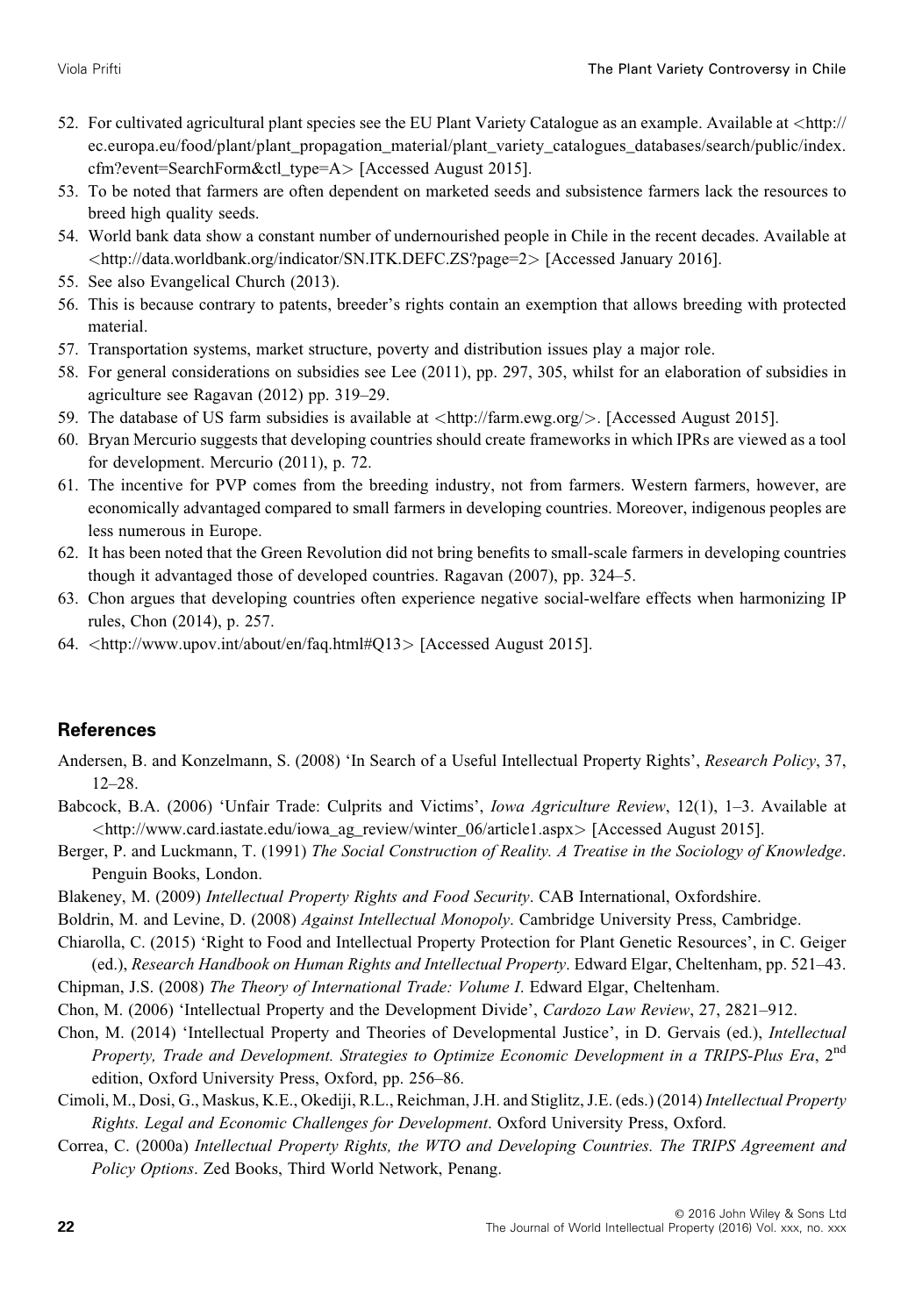52. For cultivated agricultural plant species see the EU Plant Variety Catalogue as an example. Available at <http://ec.europa.eu/food/plant/plant_propagation_material/plant_variety_catalogues_databases/search/public/index.cfm?event=SearchForm&ctl_type=A> [Accessed August 2015].
53. To be noted that farmers are often dependent on marketed seeds and subsistence farmers lack the resources to breed high quality seeds.
54. World bank data show a constant number of undernourished people in Chile in the recent decades. Available at <http://data.worldbank.org/indicator/SN.ITK.DEFC.ZS?page=2> [Accessed January 2016].
55. See also Evangelical Church (2013).
56. This is because contrary to patents, breeder's rights contain an exemption that allows breeding with protected material.
57. Transportation systems, market structure, poverty and distribution issues play a major role.
58. For general considerations on subsidies see Lee (2011), pp. 297, 305, whilst for an elaboration of subsidies in agriculture see Ragavan (2012) pp. 319–29.
59. The database of US farm subsidies is available at <http://farm.ewg.org/>. [Accessed August 2015].
60. Bryan Mercurio suggests that developing countries should create frameworks in which IPRs are viewed as a tool for development. Mercurio (2011), p. 72.
61. The incentive for PVP comes from the breeding industry, not from farmers. Western farmers, however, are economically advantaged compared to small farmers in developing countries. Moreover, indigenous peoples are less numerous in Europe.
62. It has been noted that the Green Revolution did not bring benefits to small-scale farmers in developing countries though it advantaged those of developed countries. Ragavan (2007), pp. 324–5.
63. Chon argues that developing countries often experience negative social-welfare effects when harmonizing IP rules, Chon (2014), p. 257.
64. <http://www.upov.int/about/en/faq.html#Q13> [Accessed August 2015].

## References

Andersen, B. and Konzelmann, S. (2008) 'In Search of a Useful Intellectual Property Rights', *Research Policy*, 37, 12–28.

Babcock, B.A. (2006) 'Unfair Trade: Culprits and Victims', *Iowa Agriculture Review*, 12(1), 1–3. Available at <http://www.card.iastate.edu/iowa_ag_review/winter_06/article1.aspx> [Accessed August 2015].

Berger, P. and Luckmann, T. (1991) *The Social Construction of Reality. A Treatise in the Sociology of Knowledge*. Penguin Books, London.

Blakeney, M. (2009) *Intellectual Property Rights and Food Security*. CAB International, Oxfordshire.

Boldrin, M. and Levine, D. (2008) *Against Intellectual Monopoly*. Cambridge University Press, Cambridge.

Chiarolla, C. (2015) 'Right to Food and Intellectual Property Protection for Plant Genetic Resources', in C. Geiger (ed.), *Research Handbook on Human Rights and Intellectual Property*. Edward Elgar, Cheltenham, pp. 521–43.

Chipman, J.S. (2008) *The Theory of International Trade: Volume I*. Edward Elgar, Cheltenham.

Chon, M. (2006) 'Intellectual Property and the Development Divide', *Cardozo Law Review*, 27, 2821–912.

Chon, M. (2014) 'Intellectual Property and Theories of Developmental Justice', in D. Gervais (ed.), *Intellectual Property, Trade and Development. Strategies to Optimize Economic Development in a TRIPS-Plus Era*, 2nd edition, Oxford University Press, Oxford, pp. 256–86.

Cimoli, M., Dosi, G., Maskus, K.E., Okediji, R.L., Reichman, J.H. and Stiglitz, J.E. (eds.) (2014) *Intellectual Property Rights. Legal and Economic Challenges for Development*. Oxford University Press, Oxford.

Correa, C. (2000a) *Intellectual Property Rights, the WTO and Developing Countries. The TRIPS Agreement and Policy Options*. Zed Books, Third World Network, Penang.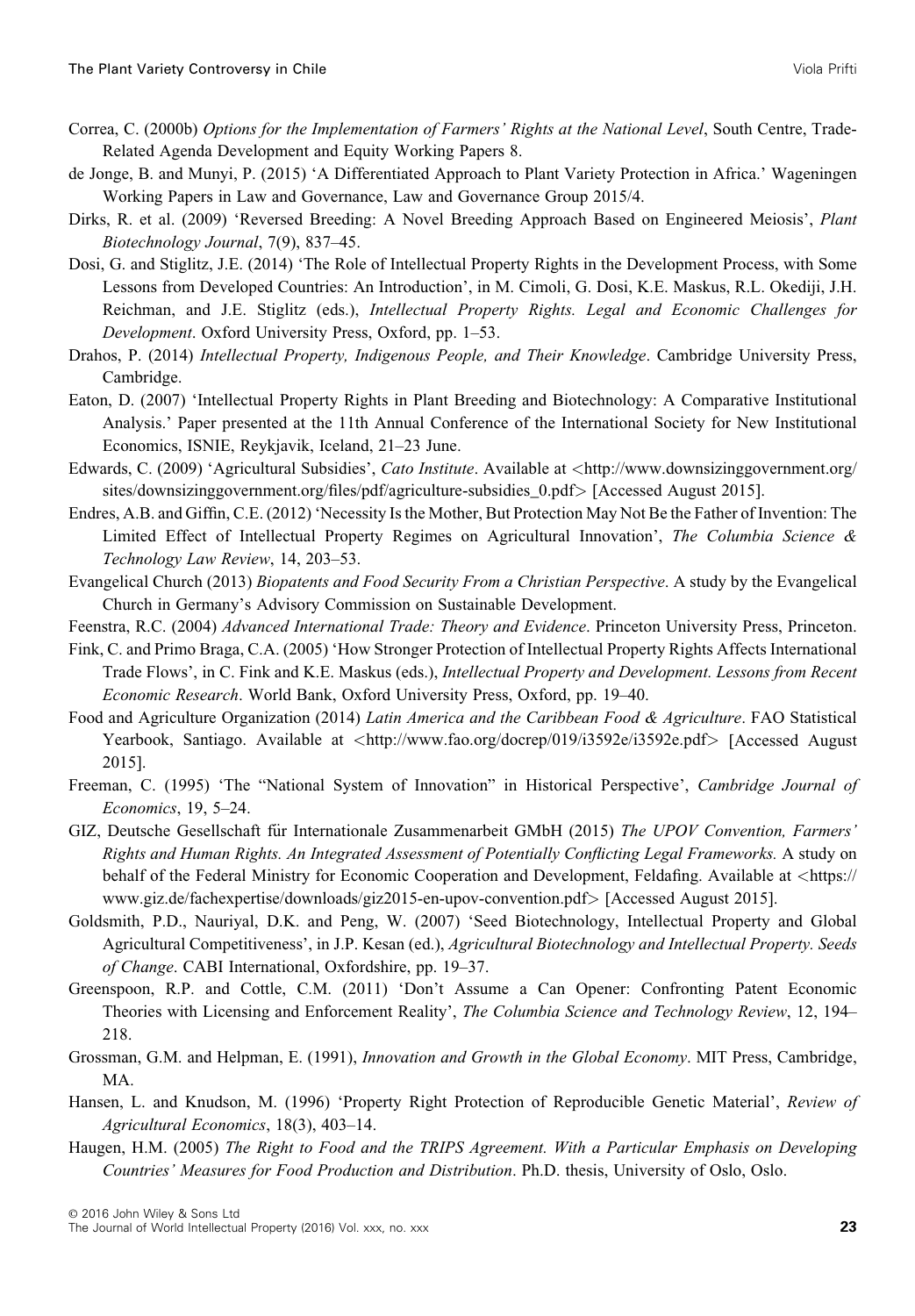Correa, C. (2000b) *Options for the Implementation of Farmers' Rights at the National Level*, South Centre, Trade-Related Agenda Development and Equity Working Papers 8.

de Jonge, B. and Munyi, P. (2015) 'A Differentiated Approach to Plant Variety Protection in Africa.' Wageningen Working Papers in Law and Governance, Law and Governance Group 2015/4.

Dirks, R. et al. (2009) 'Reversed Breeding: A Novel Breeding Approach Based on Engineered Meiosis', *Plant Biotechnology Journal*, 7(9), 837–45.

Dosi, G. and Stiglitz, J.E. (2014) 'The Role of Intellectual Property Rights in the Development Process, with Some Lessons from Developed Countries: An Introduction', in M. Cimoli, G. Dosi, K.E. Maskus, R.L. Okediji, J.H. Reichman, and J.E. Stiglitz (eds.), *Intellectual Property Rights. Legal and Economic Challenges for Development*. Oxford University Press, Oxford, pp. 1–53.

Drahos, P. (2014) *Intellectual Property, Indigenous People, and Their Knowledge*. Cambridge University Press, Cambridge.

Eaton, D. (2007) 'Intellectual Property Rights in Plant Breeding and Biotechnology: A Comparative Institutional Analysis.' Paper presented at the 11th Annual Conference of the International Society for New Institutional Economics, ISNIE, Reykjavik, Iceland, 21–23 June.

Edwards, C. (2009) 'Agricultural Subsidies', *Cato Institute*. Available at <http://www.downsizinggovernment.org/sites/downsizinggovernment.org/files/pdf/agriculture-subsidies_0.pdf> [Accessed August 2015].

Endres, A.B. and Giffin, C.E. (2012) 'Necessity Is the Mother, But Protection May Not Be the Father of Invention: The Limited Effect of Intellectual Property Regimes on Agricultural Innovation', *The Columbia Science & Technology Law Review*, 14, 203–53.

Evangelical Church (2013) *Biopatents and Food Security From a Christian Perspective*. A study by the Evangelical Church in Germany's Advisory Commission on Sustainable Development.

Feenstra, R.C. (2004) *Advanced International Trade: Theory and Evidence*. Princeton University Press, Princeton.

Fink, C. and Primo Braga, C.A. (2005) 'How Stronger Protection of Intellectual Property Rights Affects International Trade Flows', in C. Fink and K.E. Maskus (eds.), *Intellectual Property and Development. Lessons from Recent Economic Research*. World Bank, Oxford University Press, Oxford, pp. 19–40.

Food and Agriculture Organization (2014) *Latin America and the Caribbean Food & Agriculture*. FAO Statistical Yearbook, Santiago. Available at <http://www.fao.org/docrep/019/i3592e/i3592e.pdf> [Accessed August 2015].

Freeman, C. (1995) 'The "National System of Innovation" in Historical Perspective', *Cambridge Journal of Economics*, 19, 5–24.

GIZ, Deutsche Gesellschaft für Internationale Zusammenarbeit GmbH (2015) *The UPOV Convention, Farmers' Rights and Human Rights. An Integrated Assessment of Potentially Conflicting Legal Frameworks.* A study on behalf of the Federal Ministry for Economic Cooperation and Development, Feldafing. Available at <https://www.giz.de/fachexpertise/downloads/giz2015-en-upov-convention.pdf> [Accessed August 2015].

Goldsmith, P.D., Nauriyal, D.K. and Peng, W. (2007) 'Seed Biotechnology, Intellectual Property and Global Agricultural Competitiveness', in J.P. Kesan (ed.), *Agricultural Biotechnology and Intellectual Property. Seeds of Change*. CABI International, Oxfordshire, pp. 19–37.

Greenspoon, R.P. and Cottle, C.M. (2011) 'Don't Assume a Can Opener: Confronting Patent Economic Theories with Licensing and Enforcement Reality', *The Columbia Science and Technology Review*, 12, 194–218.

Grossman, G.M. and Helpman, E. (1991), *Innovation and Growth in the Global Economy*. MIT Press, Cambridge, MA.

Hansen, L. and Knudson, M. (1996) 'Property Right Protection of Reproducible Genetic Material', *Review of Agricultural Economics*, 18(3), 403–14.

Haugen, H.M. (2005) *The Right to Food and the TRIPS Agreement. With a Particular Emphasis on Developing Countries' Measures for Food Production and Distribution*. Ph.D. thesis, University of Oslo, Oslo.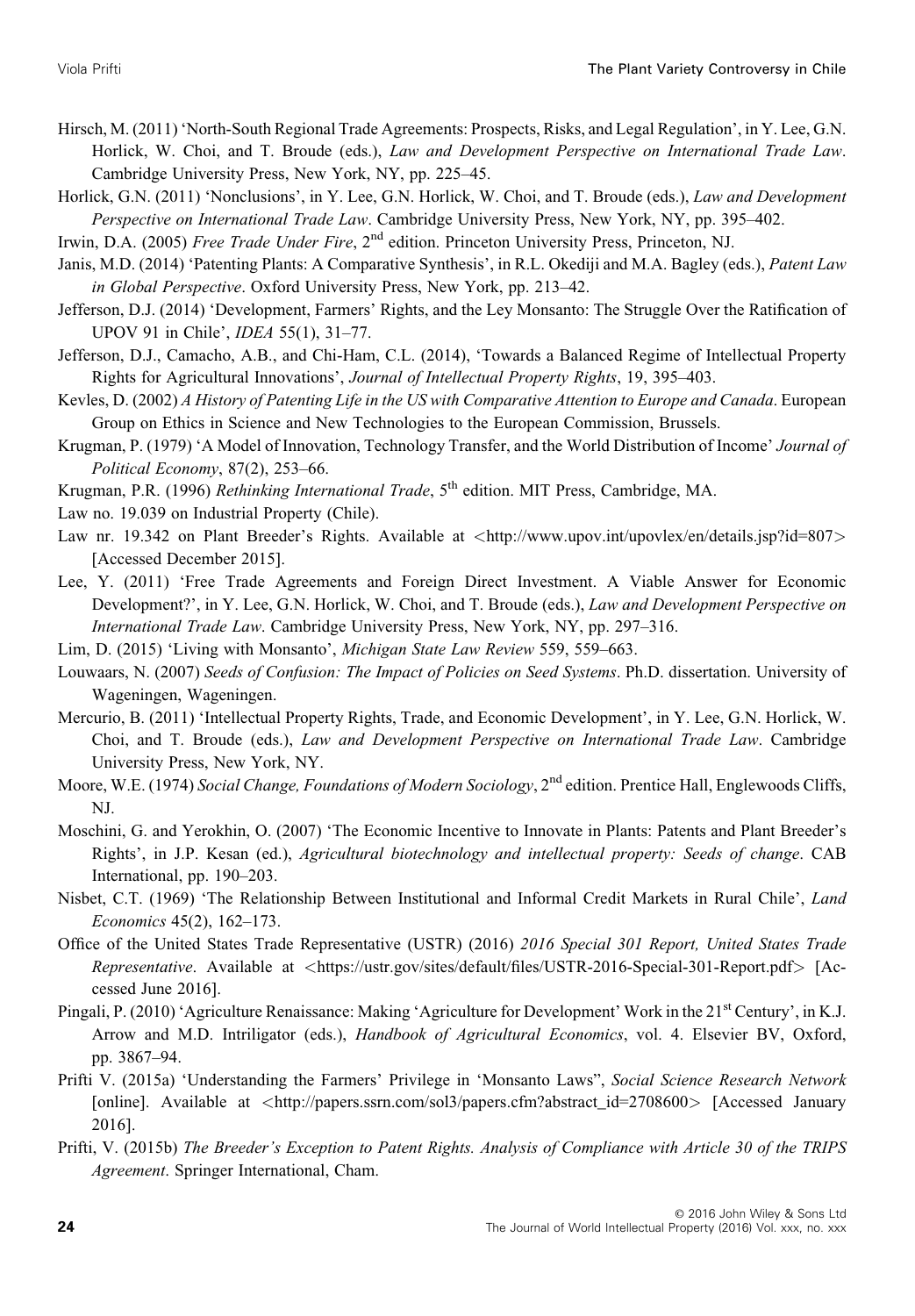Hirsch, M. (2011) 'North-South Regional Trade Agreements: Prospects, Risks, and Legal Regulation', in Y. Lee, G.N. Horlick, W. Choi, and T. Broude (eds.), *Law and Development Perspective on International Trade Law*. Cambridge University Press, New York, NY, pp. 225–45.

Horlick, G.N. (2011) 'Nonclusions', in Y. Lee, G.N. Horlick, W. Choi, and T. Broude (eds.), *Law and Development Perspective on International Trade Law*. Cambridge University Press, New York, NY, pp. 395–402.

Irwin, D.A. (2005) *Free Trade Under Fire*, 2nd edition. Princeton University Press, Princeton, NJ.

Janis, M.D. (2014) 'Patenting Plants: A Comparative Synthesis', in R.L. Okediji and M.A. Bagley (eds.), *Patent Law in Global Perspective*. Oxford University Press, New York, pp. 213–42.

Jefferson, D.J. (2014) 'Development, Farmers' Rights, and the Ley Monsanto: The Struggle Over the Ratification of UPOV 91 in Chile', *IDEA* 55(1), 31–77.

Jefferson, D.J., Camacho, A.B., and Chi-Ham, C.L. (2014), 'Towards a Balanced Regime of Intellectual Property Rights for Agricultural Innovations', *Journal of Intellectual Property Rights*, 19, 395–403.

Kevles, D. (2002) *A History of Patenting Life in the US with Comparative Attention to Europe and Canada*. European Group on Ethics in Science and New Technologies to the European Commission, Brussels.

Krugman, P. (1979) 'A Model of Innovation, Technology Transfer, and the World Distribution of Income' *Journal of Political Economy*, 87(2), 253–66.

Krugman, P.R. (1996) *Rethinking International Trade*, 5th edition. MIT Press, Cambridge, MA.

Law no. 19.039 on Industrial Property (Chile).

Law nr. 19.342 on Plant Breeder's Rights. Available at <http://www.upov.int/upovlex/en/details.jsp?id=807> [Accessed December 2015].

Lee, Y. (2011) 'Free Trade Agreements and Foreign Direct Investment. A Viable Answer for Economic Development?', in Y. Lee, G.N. Horlick, W. Choi, and T. Broude (eds.), *Law and Development Perspective on International Trade Law*. Cambridge University Press, New York, NY, pp. 297–316.

Lim, D. (2015) 'Living with Monsanto', *Michigan State Law Review* 559, 559–663.

Louwaars, N. (2007) *Seeds of Confusion: The Impact of Policies on Seed Systems*. Ph.D. dissertation. University of Wageningen, Wageningen.

Mercurio, B. (2011) 'Intellectual Property Rights, Trade, and Economic Development', in Y. Lee, G.N. Horlick, W. Choi, and T. Broude (eds.), *Law and Development Perspective on International Trade Law*. Cambridge University Press, New York, NY.

Moore, W.E. (1974) *Social Change, Foundations of Modern Sociology*, 2nd edition. Prentice Hall, Englewoods Cliffs, NJ.

Moschini, G. and Yerokhin, O. (2007) 'The Economic Incentive to Innovate in Plants: Patents and Plant Breeder's Rights', in J.P. Kesan (ed.), *Agricultural biotechnology and intellectual property: Seeds of change*. CAB International, pp. 190–203.

Nisbet, C.T. (1969) 'The Relationship Between Institutional and Informal Credit Markets in Rural Chile', *Land Economics* 45(2), 162–173.

Office of the United States Trade Representative (USTR) (2016) *2016 Special 301 Report, United States Trade Representative*. Available at <https://ustr.gov/sites/default/files/USTR-2016-Special-301-Report.pdf> [Accessed June 2016].

Pingali, P. (2010) 'Agriculture Renaissance: Making 'Agriculture for Development' Work in the 21st Century', in K.J. Arrow and M.D. Intriligator (eds.), *Handbook of Agricultural Economics*, vol. 4. Elsevier BV, Oxford, pp. 3867–94.

Prifti V. (2015a) 'Understanding the Farmers' Privilege in 'Monsanto Laws'', *Social Science Research Network* [online]. Available at <http://papers.ssrn.com/sol3/papers.cfm?abstract_id=2708600> [Accessed January 2016].

Prifti, V. (2015b) *The Breeder's Exception to Patent Rights. Analysis of Compliance with Article 30 of the TRIPS Agreement*. Springer International, Cham.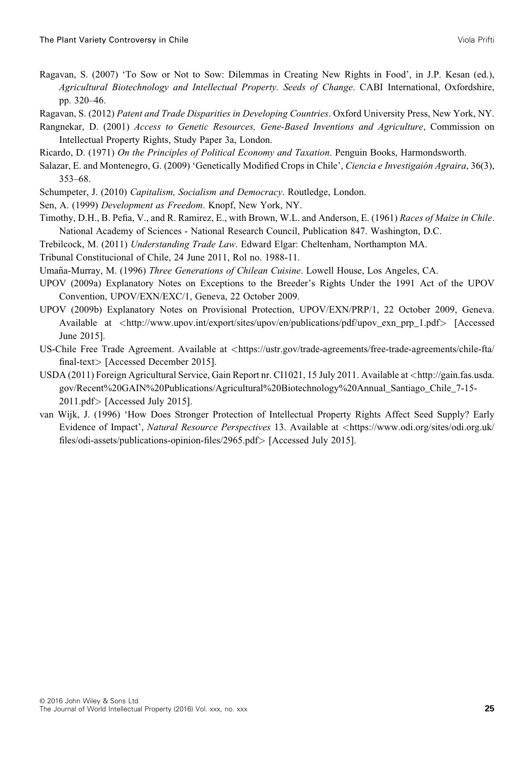Ragavan, S. (2007) 'To Sow or Not to Sow: Dilemmas in Creating New Rights in Food', in J.P. Kesan (ed.), *Agricultural Biotechnology and Intellectual Property. Seeds of Change*. CABI International, Oxfordshire, pp. 320–46.

Ragavan, S. (2012) *Patent and Trade Disparities in Developing Countries*. Oxford University Press, New York, NY.

Rangnekar, D. (2001) *Access to Genetic Resources, Gene-Based Inventions and Agriculture*, Commission on Intellectual Property Rights, Study Paper 3a, London.

Ricardo, D. (1971) *On the Principles of Political Economy and Taxation*. Penguin Books, Harmondsworth.

Salazar, E. and Montenegro, G. (2009) 'Genetically Modified Crops in Chile', *Ciencia e Investigaión Agraira*, 36(3), 353–68.

Schumpeter, J. (2010) *Capitalism, Socialism and Democracy*. Routledge, London.

Sen, A. (1999) *Development as Freedom*. Knopf, New York, NY.

Timothy, D.H., B. Pefia, V., and R. Ramirez, E., with Brown, W.L. and Anderson, E. (1961) *Races of Maize in Chile*. National Academy of Sciences - National Research Council, Publication 847. Washington, D.C.

Trebilcock, M. (2011) *Understanding Trade Law*. Edward Elgar: Cheltenham, Northampton MA.

Tribunal Constitucional of Chile, 24 June 2011, Rol no. 1988-11.

Umaña-Murray, M. (1996) *Three Generations of Chilean Cuisine*. Lowell House, Los Angeles, CA.

UPOV (2009a) Explanatory Notes on Exceptions to the Breeder's Rights Under the 1991 Act of the UPOV Convention, UPOV/EXN/EXC/1, Geneva, 22 October 2009.

UPOV (2009b) Explanatory Notes on Provisional Protection, UPOV/EXN/PRP/1, 22 October 2009, Geneva. Available at <http://www.upov.int/export/sites/upov/en/publications/pdf/upov_exn_prp_1.pdf> [Accessed June 2015].

US-Chile Free Trade Agreement. Available at <https://ustr.gov/trade-agreements/free-trade-agreements/chile-fta/final-text> [Accessed December 2015].

USDA (2011) Foreign Agricultural Service, Gain Report nr. CI1021, 15 July 2011. Available at <http://gain.fas.usda.gov/Recent%20GAIN%20Publications/Agricultural%20Biotechnology%20Annual_Santiago_Chile_7-15-2011.pdf> [Accessed July 2015].

van Wijk, J. (1996) 'How Does Stronger Protection of Intellectual Property Rights Affect Seed Supply? Early Evidence of Impact', *Natural Resource Perspectives* 13. Available at <https://www.odi.org/sites/odi.org.uk/files/odi-assets/publications-opinion-files/2965.pdf> [Accessed July 2015].